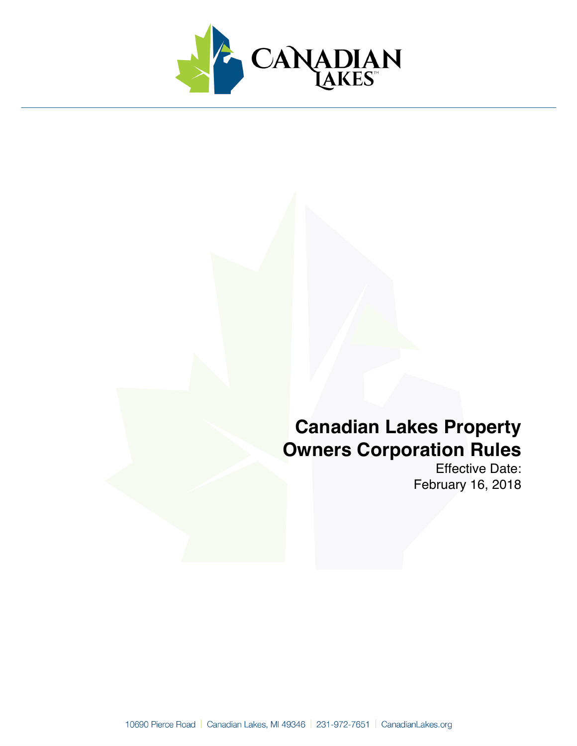# Canadian Lakes Property Owners Corporation Rules

Effective Date:
February 16, 2018

10690 Pierce Road | Canadian Lakes, MI 49346 | 231-972-7651 | CanadianLakes.org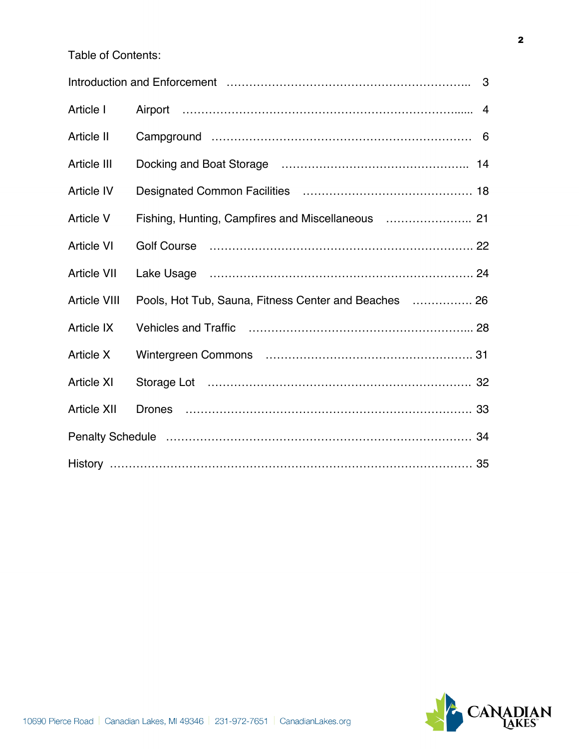Table of Contents:

| | | |
|---|---|---|
| Introduction and Enforcement | | 3 |
| Article I | Airport | 4 |
| Article II | Campground | 6 |
| Article III | Docking and Boat Storage | 14 |
| Article IV | Designated Common Facilities | 18 |
| Article V | Fishing, Hunting, Campfires and Miscellaneous | 21 |
| Article VI | Golf Course | 22 |
| Article VII | Lake Usage | 24 |
| Article VIII | Pools, Hot Tub, Sauna, Fitness Center and Beaches | 26 |
| Article IX | Vehicles and Traffic | 28 |
| Article X | Wintergreen Commons | 31 |
| Article XI | Storage Lot | 32 |
| Article XII | Drones | 33 |
| Penalty Schedule | | 34 |
| History | | 35 |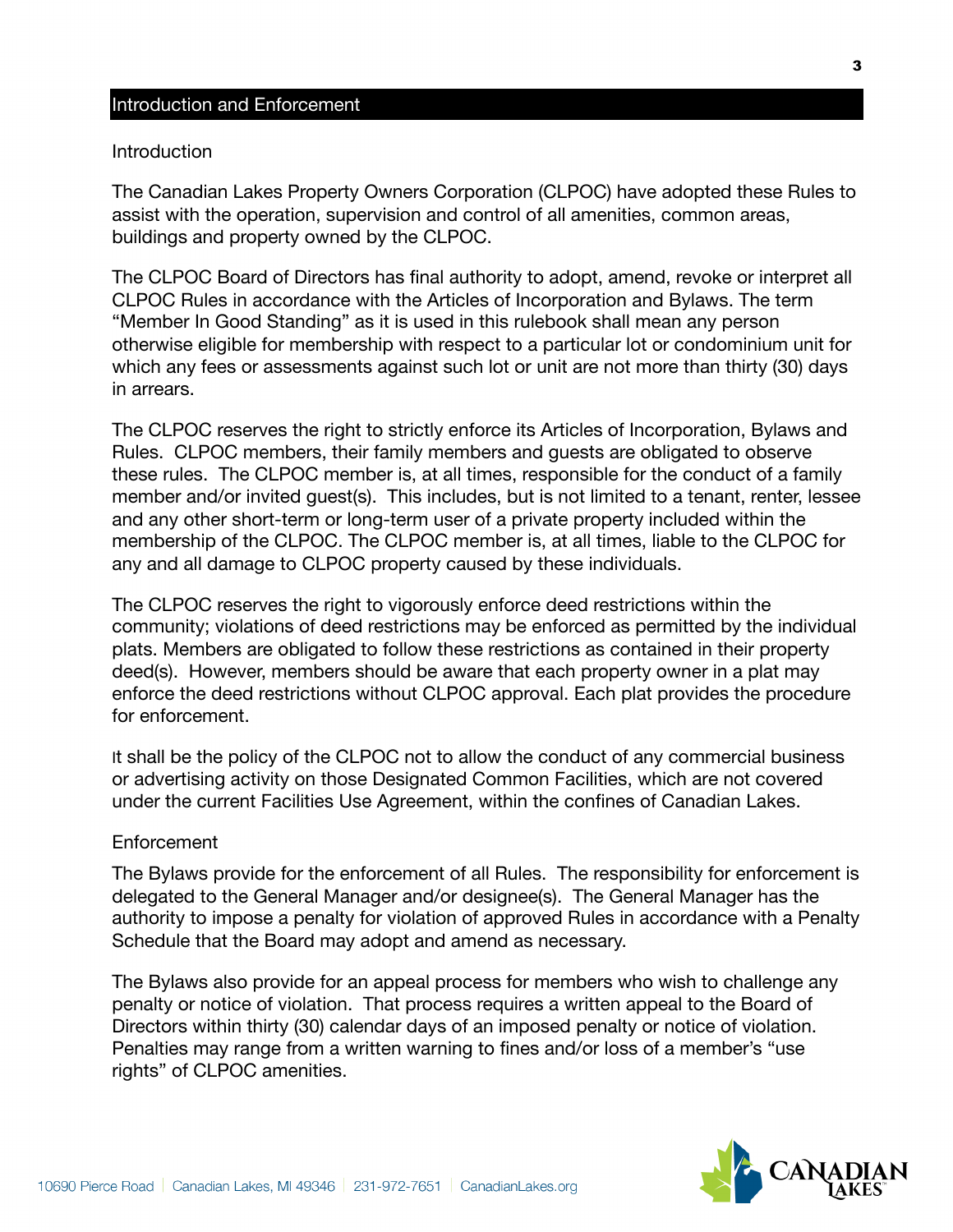## Introduction and Enforcement

### Introduction

The Canadian Lakes Property Owners Corporation (CLPOC) have adopted these Rules to assist with the operation, supervision and control of all amenities, common areas, buildings and property owned by the CLPOC.

The CLPOC Board of Directors has final authority to adopt, amend, revoke or interpret all CLPOC Rules in accordance with the Articles of Incorporation and Bylaws. The term "Member In Good Standing" as it is used in this rulebook shall mean any person otherwise eligible for membership with respect to a particular lot or condominium unit for which any fees or assessments against such lot or unit are not more than thirty (30) days in arrears.

The CLPOC reserves the right to strictly enforce its Articles of Incorporation, Bylaws and Rules. CLPOC members, their family members and guests are obligated to observe these rules. The CLPOC member is, at all times, responsible for the conduct of a family member and/or invited guest(s). This includes, but is not limited to a tenant, renter, lessee and any other short-term or long-term user of a private property included within the membership of the CLPOC. The CLPOC member is, at all times, liable to the CLPOC for any and all damage to CLPOC property caused by these individuals.

The CLPOC reserves the right to vigorously enforce deed restrictions within the community; violations of deed restrictions may be enforced as permitted by the individual plats. Members are obligated to follow these restrictions as contained in their property deed(s). However, members should be aware that each property owner in a plat may enforce the deed restrictions without CLPOC approval. Each plat provides the procedure for enforcement.

It shall be the policy of the CLPOC not to allow the conduct of any commercial business or advertising activity on those Designated Common Facilities, which are not covered under the current Facilities Use Agreement, within the confines of Canadian Lakes.

### Enforcement

The Bylaws provide for the enforcement of all Rules. The responsibility for enforcement is delegated to the General Manager and/or designee(s). The General Manager has the authority to impose a penalty for violation of approved Rules in accordance with a Penalty Schedule that the Board may adopt and amend as necessary.

The Bylaws also provide for an appeal process for members who wish to challenge any penalty or notice of violation. That process requires a written appeal to the Board of Directors within thirty (30) calendar days of an imposed penalty or notice of violation. Penalties may range from a written warning to fines and/or loss of a member's "use rights" of CLPOC amenities.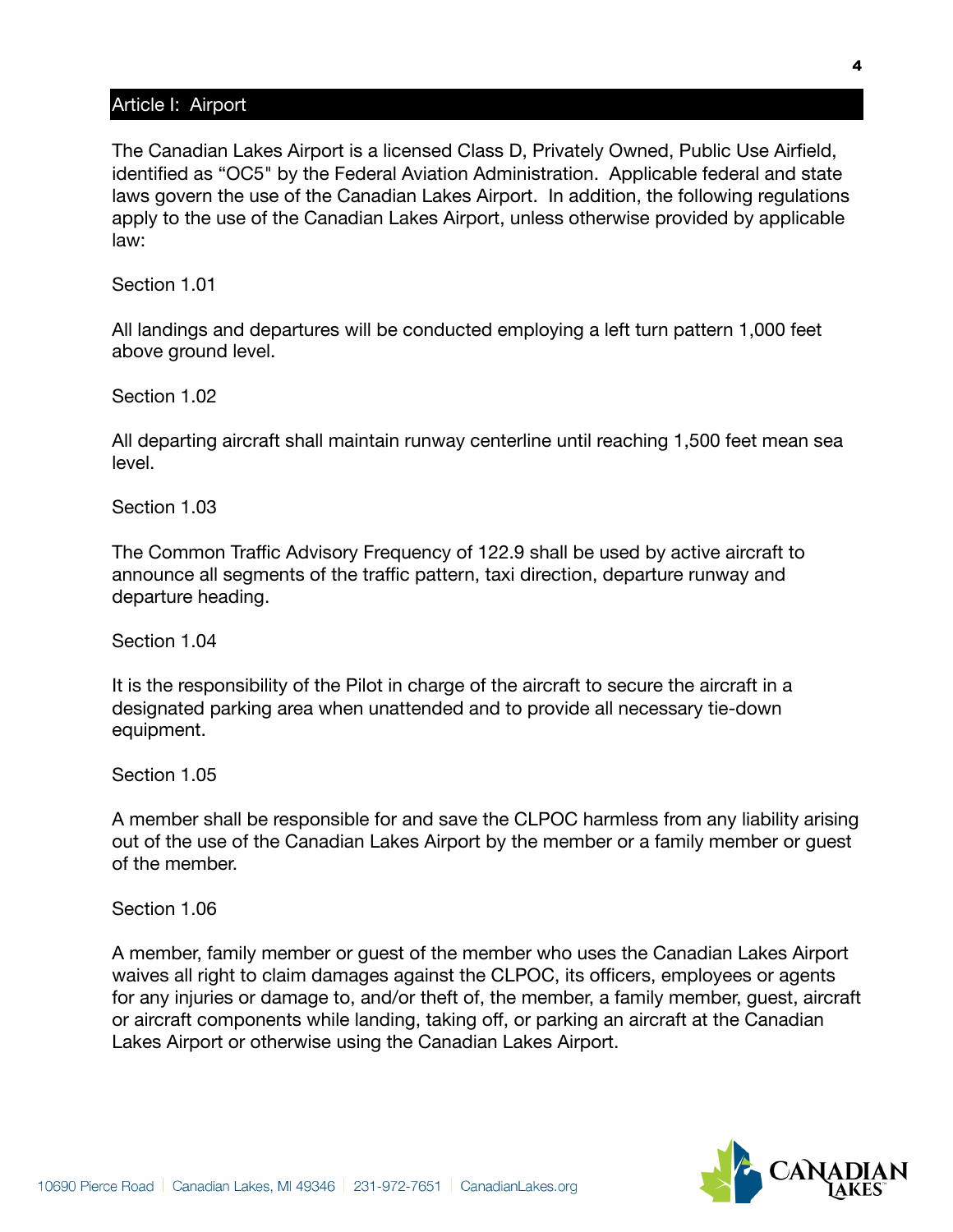## Article I: Airport

The Canadian Lakes Airport is a licensed Class D, Privately Owned, Public Use Airfield, identified as "OC5" by the Federal Aviation Administration. Applicable federal and state laws govern the use of the Canadian Lakes Airport. In addition, the following regulations apply to the use of the Canadian Lakes Airport, unless otherwise provided by applicable law:

Section 1.01

All landings and departures will be conducted employing a left turn pattern 1,000 feet above ground level.

Section 1.02

All departing aircraft shall maintain runway centerline until reaching 1,500 feet mean sea level.

Section 1.03

The Common Traffic Advisory Frequency of 122.9 shall be used by active aircraft to announce all segments of the traffic pattern, taxi direction, departure runway and departure heading.

Section 1.04

It is the responsibility of the Pilot in charge of the aircraft to secure the aircraft in a designated parking area when unattended and to provide all necessary tie-down equipment.

Section 1.05

A member shall be responsible for and save the CLPOC harmless from any liability arising out of the use of the Canadian Lakes Airport by the member or a family member or guest of the member.

Section 1.06

A member, family member or guest of the member who uses the Canadian Lakes Airport waives all right to claim damages against the CLPOC, its officers, employees or agents for any injuries or damage to, and/or theft of, the member, a family member, guest, aircraft or aircraft components while landing, taking off, or parking an aircraft at the Canadian Lakes Airport or otherwise using the Canadian Lakes Airport.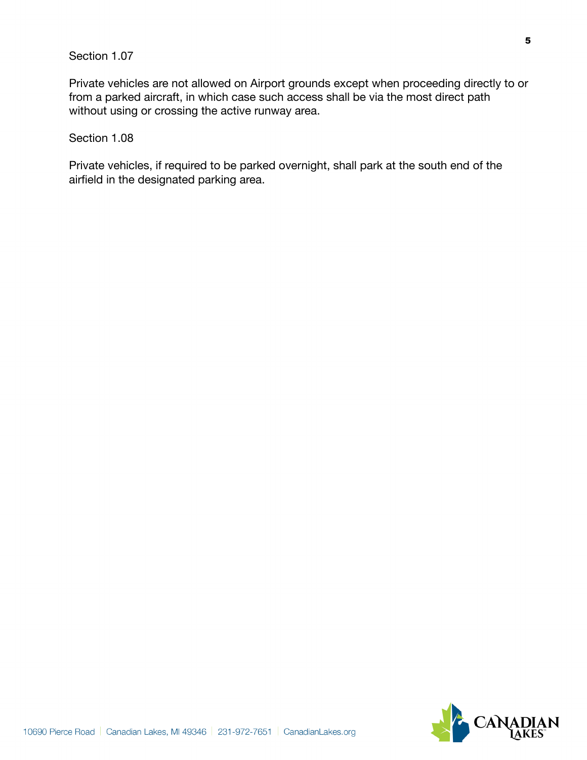Section 1.07

Private vehicles are not allowed on Airport grounds except when proceeding directly to or from a parked aircraft, in which case such access shall be via the most direct path without using or crossing the active runway area.

Section 1.08

Private vehicles, if required to be parked overnight, shall park at the south end of the airfield in the designated parking area.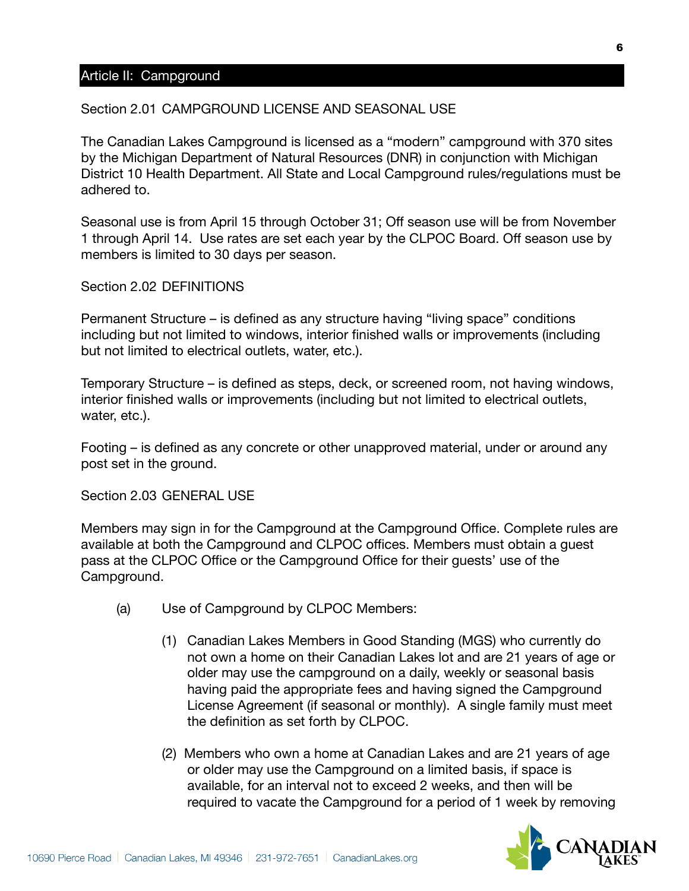## Article II: Campground

### Section 2.01 CAMPGROUND LICENSE AND SEASONAL USE

The Canadian Lakes Campground is licensed as a "modern" campground with 370 sites by the Michigan Department of Natural Resources (DNR) in conjunction with Michigan District 10 Health Department. All State and Local Campground rules/regulations must be adhered to.

Seasonal use is from April 15 through October 31; Off season use will be from November 1 through April 14. Use rates are set each year by the CLPOC Board. Off season use by members is limited to 30 days per season.

### Section 2.02 DEFINITIONS

Permanent Structure – is defined as any structure having "living space" conditions including but not limited to windows, interior finished walls or improvements (including but not limited to electrical outlets, water, etc.).

Temporary Structure – is defined as steps, deck, or screened room, not having windows, interior finished walls or improvements (including but not limited to electrical outlets, water, etc.).

Footing – is defined as any concrete or other unapproved material, under or around any post set in the ground.

### Section 2.03 GENERAL USE

Members may sign in for the Campground at the Campground Office. Complete rules are available at both the Campground and CLPOC offices. Members must obtain a guest pass at the CLPOC Office or the Campground Office for their guests' use of the Campground.

(a) Use of Campground by CLPOC Members:

(1) Canadian Lakes Members in Good Standing (MGS) who currently do not own a home on their Canadian Lakes lot and are 21 years of age or older may use the campground on a daily, weekly or seasonal basis having paid the appropriate fees and having signed the Campground License Agreement (if seasonal or monthly). A single family must meet the definition as set forth by CLPOC.

(2) Members who own a home at Canadian Lakes and are 21 years of age or older may use the Campground on a limited basis, if space is available, for an interval not to exceed 2 weeks, and then will be required to vacate the Campground for a period of 1 week by removing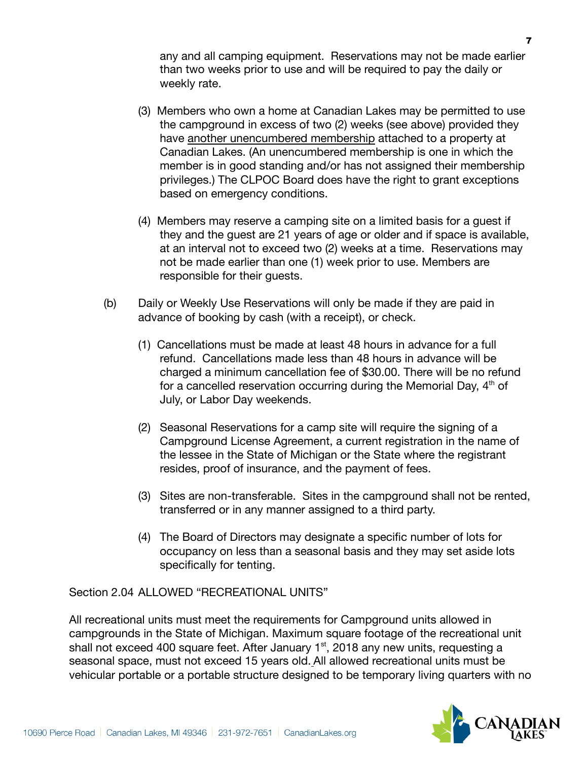any and all camping equipment. Reservations may not be made earlier than two weeks prior to use and will be required to pay the daily or weekly rate.

(3) Members who own a home at Canadian Lakes may be permitted to use the campground in excess of two (2) weeks (see above) provided they have <u>another unencumbered membership</u> attached to a property at Canadian Lakes. (An unencumbered membership is one in which the member is in good standing and/or has not assigned their membership privileges.) The CLPOC Board does have the right to grant exceptions based on emergency conditions.

(4) Members may reserve a camping site on a limited basis for a guest if they and the guest are 21 years of age or older and if space is available, at an interval not to exceed two (2) weeks at a time. Reservations may not be made earlier than one (1) week prior to use. Members are responsible for their guests.

(b) Daily or Weekly Use Reservations will only be made if they are paid in advance of booking by cash (with a receipt), or check.

(1) Cancellations must be made at least 48 hours in advance for a full refund. Cancellations made less than 48 hours in advance will be charged a minimum cancellation fee of $30.00. There will be no refund for a cancelled reservation occurring during the Memorial Day, 4th of July, or Labor Day weekends.

(2) Seasonal Reservations for a camp site will require the signing of a Campground License Agreement, a current registration in the name of the lessee in the State of Michigan or the State where the registrant resides, proof of insurance, and the payment of fees.

(3) Sites are non-transferable. Sites in the campground shall not be rented, transferred or in any manner assigned to a third party.

(4) The Board of Directors may designate a specific number of lots for occupancy on less than a seasonal basis and they may set aside lots specifically for tenting.

Section 2.04 ALLOWED "RECREATIONAL UNITS"

All recreational units must meet the requirements for Campground units allowed in campgrounds in the State of Michigan. Maximum square footage of the recreational unit shall not exceed 400 square feet. After January 1st, 2018 any new units, requesting a seasonal space, must not exceed 15 years old. All allowed recreational units must be vehicular portable or a portable structure designed to be temporary living quarters with no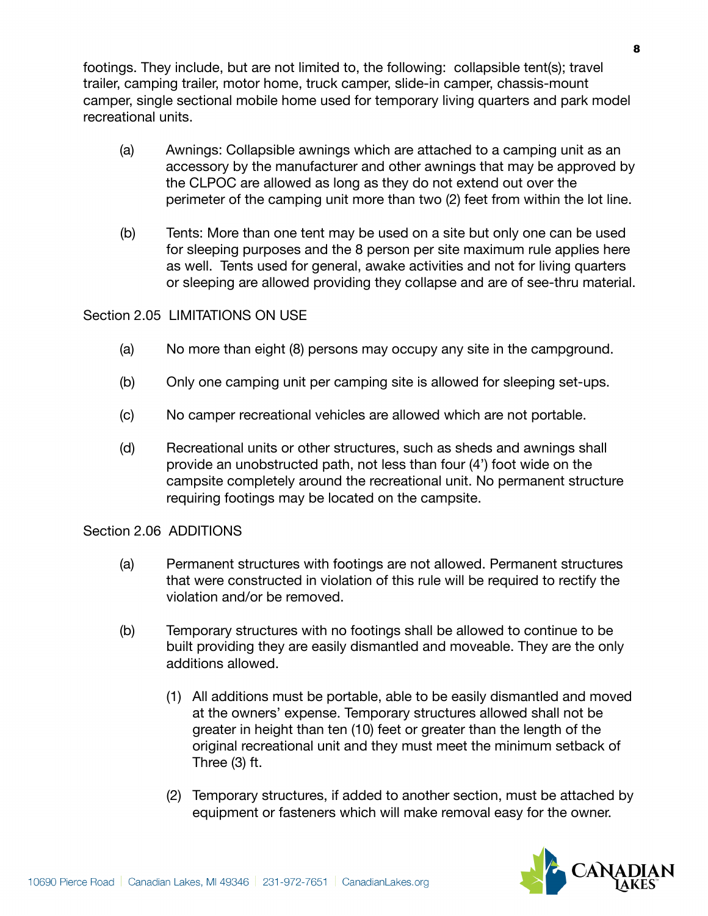footings. They include, but are not limited to, the following: collapsible tent(s); travel trailer, camping trailer, motor home, truck camper, slide-in camper, chassis-mount camper, single sectional mobile home used for temporary living quarters and park model recreational units.

(a) Awnings: Collapsible awnings which are attached to a camping unit as an accessory by the manufacturer and other awnings that may be approved by the CLPOC are allowed as long as they do not extend out over the perimeter of the camping unit more than two (2) feet from within the lot line.

(b) Tents: More than one tent may be used on a site but only one can be used for sleeping purposes and the 8 person per site maximum rule applies here as well. Tents used for general, awake activities and not for living quarters or sleeping are allowed providing they collapse and are of see-thru material.

Section 2.05 LIMITATIONS ON USE

(a) No more than eight (8) persons may occupy any site in the campground.

(b) Only one camping unit per camping site is allowed for sleeping set-ups.

(c) No camper recreational vehicles are allowed which are not portable.

(d) Recreational units or other structures, such as sheds and awnings shall provide an unobstructed path, not less than four (4') foot wide on the campsite completely around the recreational unit. No permanent structure requiring footings may be located on the campsite.

Section 2.06 ADDITIONS

(a) Permanent structures with footings are not allowed. Permanent structures that were constructed in violation of this rule will be required to rectify the violation and/or be removed.

(b) Temporary structures with no footings shall be allowed to continue to be built providing they are easily dismantled and moveable. They are the only additions allowed.

(1) All additions must be portable, able to be easily dismantled and moved at the owners' expense. Temporary structures allowed shall not be greater in height than ten (10) feet or greater than the length of the original recreational unit and they must meet the minimum setback of Three (3) ft.

(2) Temporary structures, if added to another section, must be attached by equipment or fasteners which will make removal easy for the owner.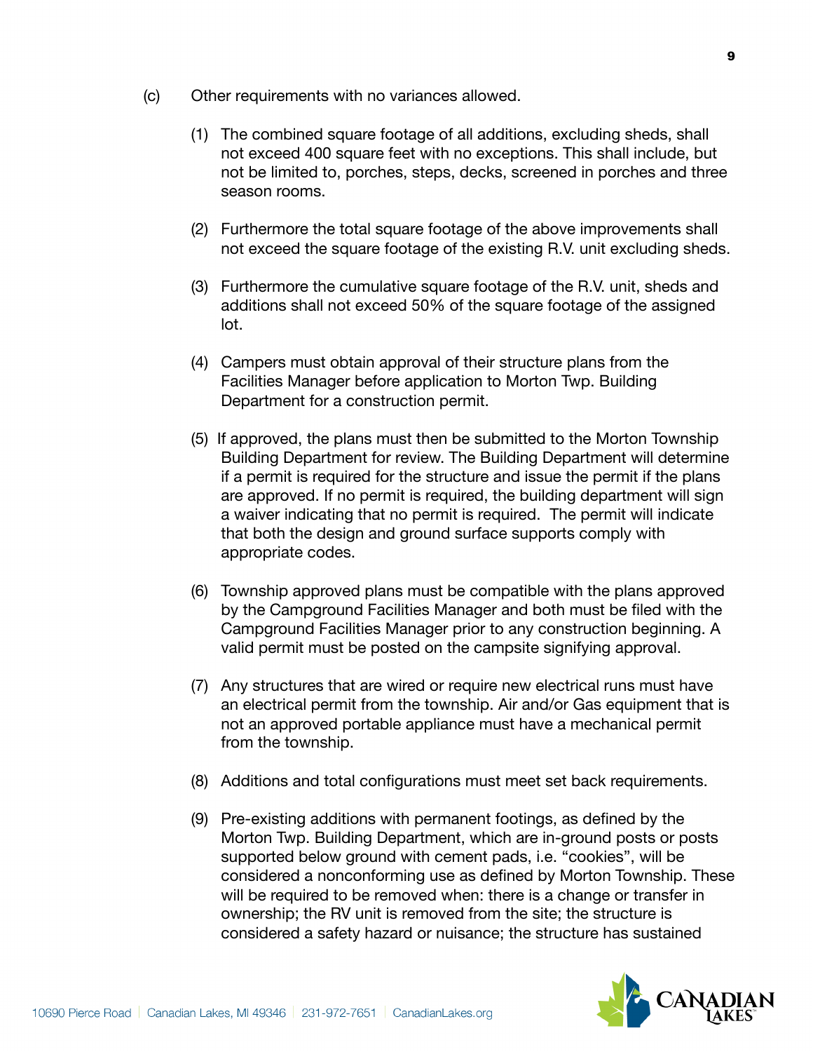(c) Other requirements with no variances allowed.

(1) The combined square footage of all additions, excluding sheds, shall not exceed 400 square feet with no exceptions. This shall include, but not be limited to, porches, steps, decks, screened in porches and three season rooms.

(2) Furthermore the total square footage of the above improvements shall not exceed the square footage of the existing R.V. unit excluding sheds.

(3) Furthermore the cumulative square footage of the R.V. unit, sheds and additions shall not exceed 50% of the square footage of the assigned lot.

(4) Campers must obtain approval of their structure plans from the Facilities Manager before application to Morton Twp. Building Department for a construction permit.

(5) If approved, the plans must then be submitted to the Morton Township Building Department for review. The Building Department will determine if a permit is required for the structure and issue the permit if the plans are approved. If no permit is required, the building department will sign a waiver indicating that no permit is required. The permit will indicate that both the design and ground surface supports comply with appropriate codes.

(6) Township approved plans must be compatible with the plans approved by the Campground Facilities Manager and both must be filed with the Campground Facilities Manager prior to any construction beginning. A valid permit must be posted on the campsite signifying approval.

(7) Any structures that are wired or require new electrical runs must have an electrical permit from the township. Air and/or Gas equipment that is not an approved portable appliance must have a mechanical permit from the township.

(8) Additions and total configurations must meet set back requirements.

(9) Pre-existing additions with permanent footings, as defined by the Morton Twp. Building Department, which are in-ground posts or posts supported below ground with cement pads, i.e. "cookies", will be considered a nonconforming use as defined by Morton Township. These will be required to be removed when: there is a change or transfer in ownership; the RV unit is removed from the site; the structure is considered a safety hazard or nuisance; the structure has sustained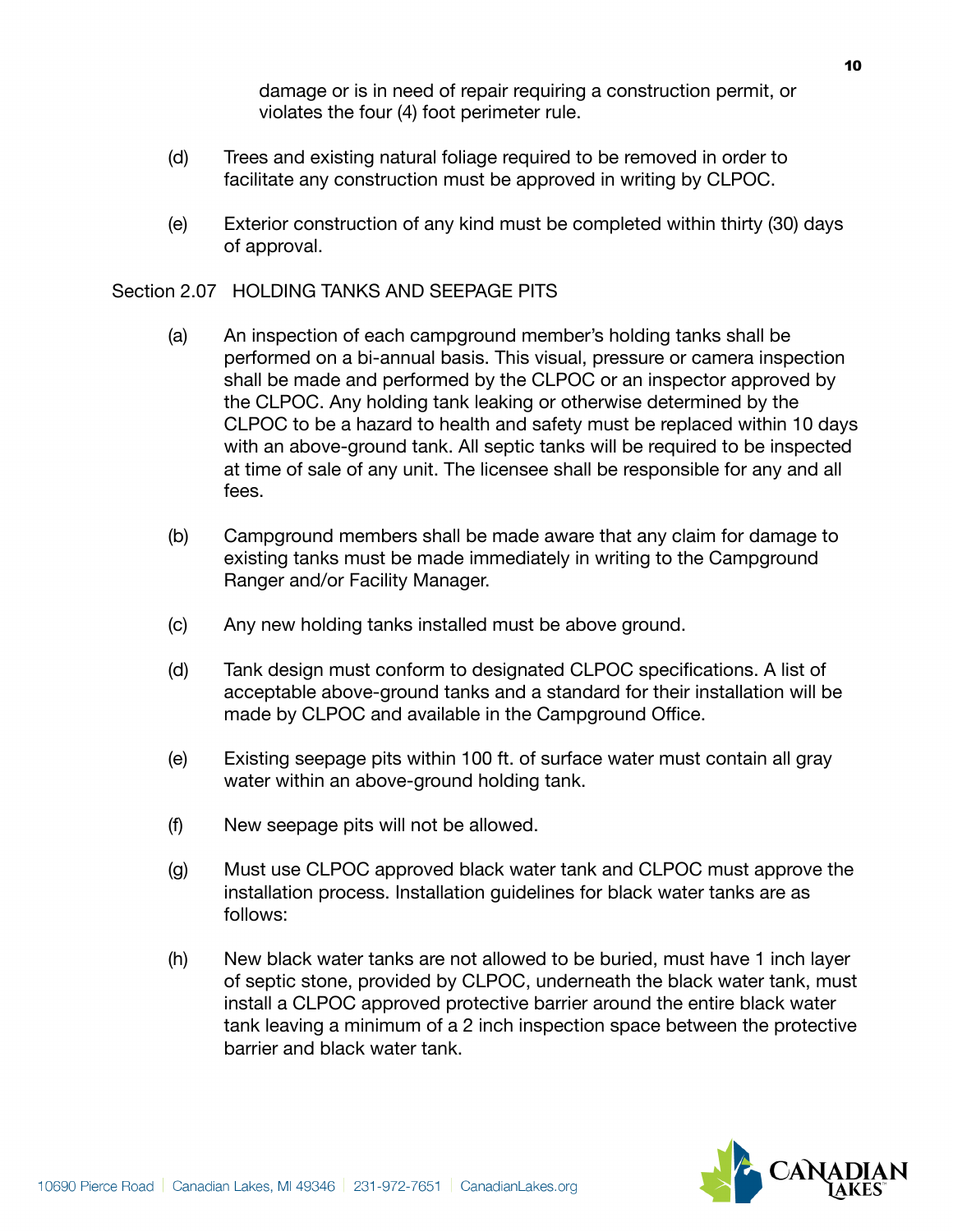damage or is in need of repair requiring a construction permit, or violates the four (4) foot perimeter rule.

(d) Trees and existing natural foliage required to be removed in order to facilitate any construction must be approved in writing by CLPOC.

(e) Exterior construction of any kind must be completed within thirty (30) days of approval.

Section 2.07 HOLDING TANKS AND SEEPAGE PITS

(a) An inspection of each campground member's holding tanks shall be performed on a bi-annual basis. This visual, pressure or camera inspection shall be made and performed by the CLPOC or an inspector approved by the CLPOC. Any holding tank leaking or otherwise determined by the CLPOC to be a hazard to health and safety must be replaced within 10 days with an above-ground tank. All septic tanks will be required to be inspected at time of sale of any unit. The licensee shall be responsible for any and all fees.

(b) Campground members shall be made aware that any claim for damage to existing tanks must be made immediately in writing to the Campground Ranger and/or Facility Manager.

(c) Any new holding tanks installed must be above ground.

(d) Tank design must conform to designated CLPOC specifications. A list of acceptable above-ground tanks and a standard for their installation will be made by CLPOC and available in the Campground Office.

(e) Existing seepage pits within 100 ft. of surface water must contain all gray water within an above-ground holding tank.

(f) New seepage pits will not be allowed.

(g) Must use CLPOC approved black water tank and CLPOC must approve the installation process. Installation guidelines for black water tanks are as follows:

(h) New black water tanks are not allowed to be buried, must have 1 inch layer of septic stone, provided by CLPOC, underneath the black water tank, must install a CLPOC approved protective barrier around the entire black water tank leaving a minimum of a 2 inch inspection space between the protective barrier and black water tank.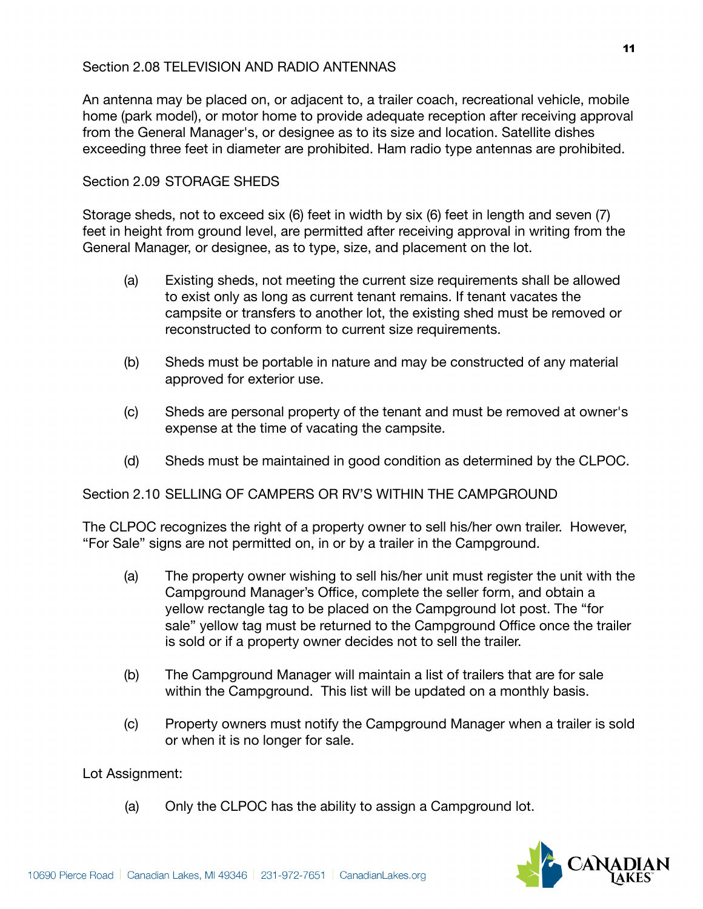Section 2.08 TELEVISION AND RADIO ANTENNAS

An antenna may be placed on, or adjacent to, a trailer coach, recreational vehicle, mobile home (park model), or motor home to provide adequate reception after receiving approval from the General Manager's, or designee as to its size and location. Satellite dishes exceeding three feet in diameter are prohibited. Ham radio type antennas are prohibited.

Section 2.09 STORAGE SHEDS

Storage sheds, not to exceed six (6) feet in width by six (6) feet in length and seven (7) feet in height from ground level, are permitted after receiving approval in writing from the General Manager, or designee, as to type, size, and placement on the lot.

(a) Existing sheds, not meeting the current size requirements shall be allowed to exist only as long as current tenant remains. If tenant vacates the campsite or transfers to another lot, the existing shed must be removed or reconstructed to conform to current size requirements.

(b) Sheds must be portable in nature and may be constructed of any material approved for exterior use.

(c) Sheds are personal property of the tenant and must be removed at owner's expense at the time of vacating the campsite.

(d) Sheds must be maintained in good condition as determined by the CLPOC.

Section 2.10 SELLING OF CAMPERS OR RV'S WITHIN THE CAMPGROUND

The CLPOC recognizes the right of a property owner to sell his/her own trailer. However, "For Sale" signs are not permitted on, in or by a trailer in the Campground.

(a) The property owner wishing to sell his/her unit must register the unit with the Campground Manager's Office, complete the seller form, and obtain a yellow rectangle tag to be placed on the Campground lot post. The "for sale" yellow tag must be returned to the Campground Office once the trailer is sold or if a property owner decides not to sell the trailer.

(b) The Campground Manager will maintain a list of trailers that are for sale within the Campground. This list will be updated on a monthly basis.

(c) Property owners must notify the Campground Manager when a trailer is sold or when it is no longer for sale.

Lot Assignment:

(a) Only the CLPOC has the ability to assign a Campground lot.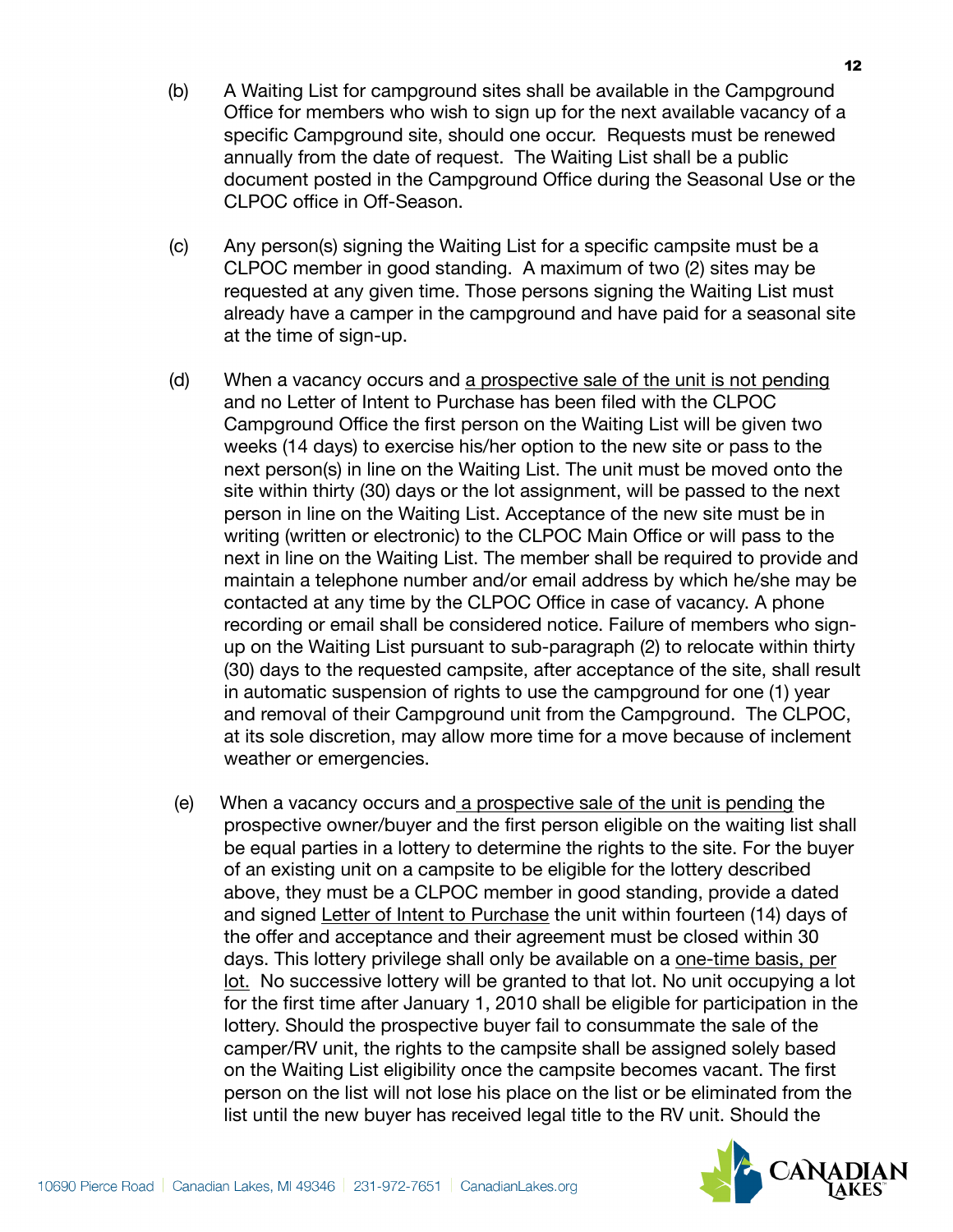(b) A Waiting List for campground sites shall be available in the Campground Office for members who wish to sign up for the next available vacancy of a specific Campground site, should one occur. Requests must be renewed annually from the date of request. The Waiting List shall be a public document posted in the Campground Office during the Seasonal Use or the CLPOC office in Off-Season.

(c) Any person(s) signing the Waiting List for a specific campsite must be a CLPOC member in good standing. A maximum of two (2) sites may be requested at any given time. Those persons signing the Waiting List must already have a camper in the campground and have paid for a seasonal site at the time of sign-up.

(d) When a vacancy occurs and <u>a prospective sale of the unit is not pending</u> and no Letter of Intent to Purchase has been filed with the CLPOC Campground Office the first person on the Waiting List will be given two weeks (14 days) to exercise his/her option to the new site or pass to the next person(s) in line on the Waiting List. The unit must be moved onto the site within thirty (30) days or the lot assignment, will be passed to the next person in line on the Waiting List. Acceptance of the new site must be in writing (written or electronic) to the CLPOC Main Office or will pass to the next in line on the Waiting List. The member shall be required to provide and maintain a telephone number and/or email address by which he/she may be contacted at any time by the CLPOC Office in case of vacancy. A phone recording or email shall be considered notice. Failure of members who sign-up on the Waiting List pursuant to sub-paragraph (2) to relocate within thirty (30) days to the requested campsite, after acceptance of the site, shall result in automatic suspension of rights to use the campground for one (1) year and removal of their Campground unit from the Campground. The CLPOC, at its sole discretion, may allow more time for a move because of inclement weather or emergencies.

(e) When a vacancy occurs and <u>a prospective sale of the unit is pending</u> the prospective owner/buyer and the first person eligible on the waiting list shall be equal parties in a lottery to determine the rights to the site. For the buyer of an existing unit on a campsite to be eligible for the lottery described above, they must be a CLPOC member in good standing, provide a dated and signed <u>Letter of Intent to Purchase</u> the unit within fourteen (14) days of the offer and acceptance and their agreement must be closed within 30 days. This lottery privilege shall only be available on a <u>one-time basis, per lot.</u> No successive lottery will be granted to that lot. No unit occupying a lot for the first time after January 1, 2010 shall be eligible for participation in the lottery. Should the prospective buyer fail to consummate the sale of the camper/RV unit, the rights to the campsite shall be assigned solely based on the Waiting List eligibility once the campsite becomes vacant. The first person on the list will not lose his place on the list or be eliminated from the list until the new buyer has received legal title to the RV unit. Should the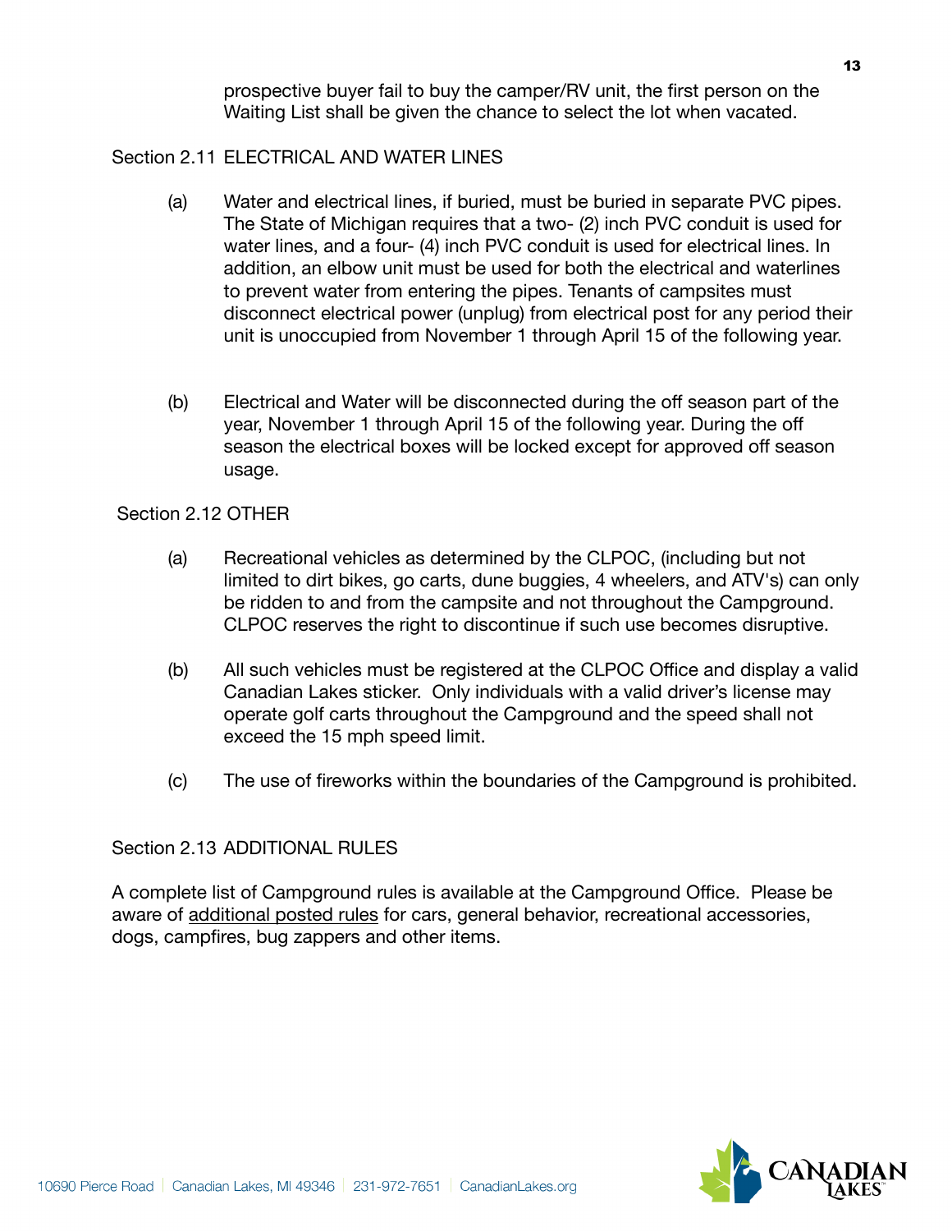prospective buyer fail to buy the camper/RV unit, the first person on the Waiting List shall be given the chance to select the lot when vacated.

## Section 2.11 ELECTRICAL AND WATER LINES

(a) Water and electrical lines, if buried, must be buried in separate PVC pipes. The State of Michigan requires that a two- (2) inch PVC conduit is used for water lines, and a four- (4) inch PVC conduit is used for electrical lines. In addition, an elbow unit must be used for both the electrical and waterlines to prevent water from entering the pipes. Tenants of campsites must disconnect electrical power (unplug) from electrical post for any period their unit is unoccupied from November 1 through April 15 of the following year.

(b) Electrical and Water will be disconnected during the off season part of the year, November 1 through April 15 of the following year. During the off season the electrical boxes will be locked except for approved off season usage.

## Section 2.12 OTHER

(a) Recreational vehicles as determined by the CLPOC, (including but not limited to dirt bikes, go carts, dune buggies, 4 wheelers, and ATV's) can only be ridden to and from the campsite and not throughout the Campground. CLPOC reserves the right to discontinue if such use becomes disruptive.

(b) All such vehicles must be registered at the CLPOC Office and display a valid Canadian Lakes sticker. Only individuals with a valid driver's license may operate golf carts throughout the Campground and the speed shall not exceed the 15 mph speed limit.

(c) The use of fireworks within the boundaries of the Campground is prohibited.

## Section 2.13 ADDITIONAL RULES

A complete list of Campground rules is available at the Campground Office. Please be aware of additional posted rules for cars, general behavior, recreational accessories, dogs, campfires, bug zappers and other items.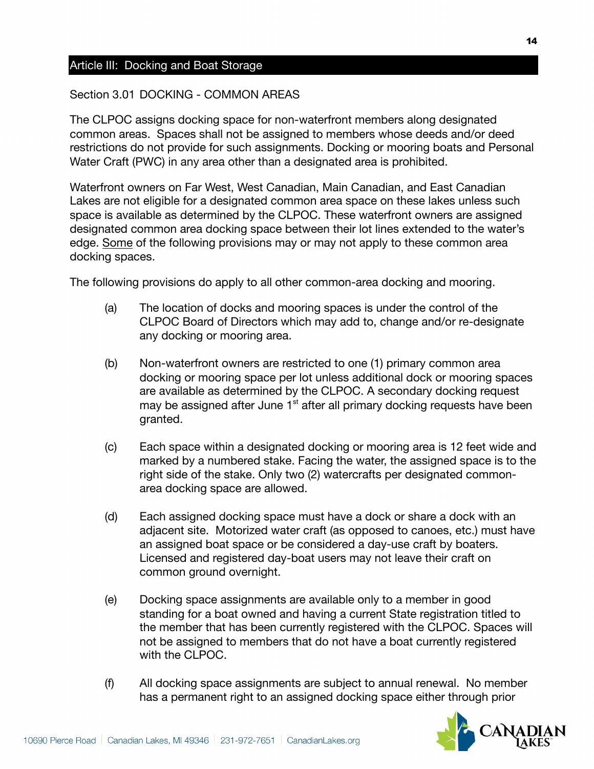## Article III: Docking and Boat Storage

### Section 3.01 DOCKING - COMMON AREAS

The CLPOC assigns docking space for non-waterfront members along designated common areas. Spaces shall not be assigned to members whose deeds and/or deed restrictions do not provide for such assignments. Docking or mooring boats and Personal Water Craft (PWC) in any area other than a designated area is prohibited.

Waterfront owners on Far West, West Canadian, Main Canadian, and East Canadian Lakes are not eligible for a designated common area space on these lakes unless such space is available as determined by the CLPOC. These waterfront owners are assigned designated common area docking space between their lot lines extended to the water's edge. Some of the following provisions may or may not apply to these common area docking spaces.

The following provisions do apply to all other common-area docking and mooring.

(a) The location of docks and mooring spaces is under the control of the CLPOC Board of Directors which may add to, change and/or re-designate any docking or mooring area.

(b) Non-waterfront owners are restricted to one (1) primary common area docking or mooring space per lot unless additional dock or mooring spaces are available as determined by the CLPOC. A secondary docking request may be assigned after June 1st after all primary docking requests have been granted.

(c) Each space within a designated docking or mooring area is 12 feet wide and marked by a numbered stake. Facing the water, the assigned space is to the right side of the stake. Only two (2) watercrafts per designated common-area docking space are allowed.

(d) Each assigned docking space must have a dock or share a dock with an adjacent site. Motorized water craft (as opposed to canoes, etc.) must have an assigned boat space or be considered a day-use craft by boaters. Licensed and registered day-boat users may not leave their craft on common ground overnight.

(e) Docking space assignments are available only to a member in good standing for a boat owned and having a current State registration titled to the member that has been currently registered with the CLPOC. Spaces will not be assigned to members that do not have a boat currently registered with the CLPOC.

(f) All docking space assignments are subject to annual renewal. No member has a permanent right to an assigned docking space either through prior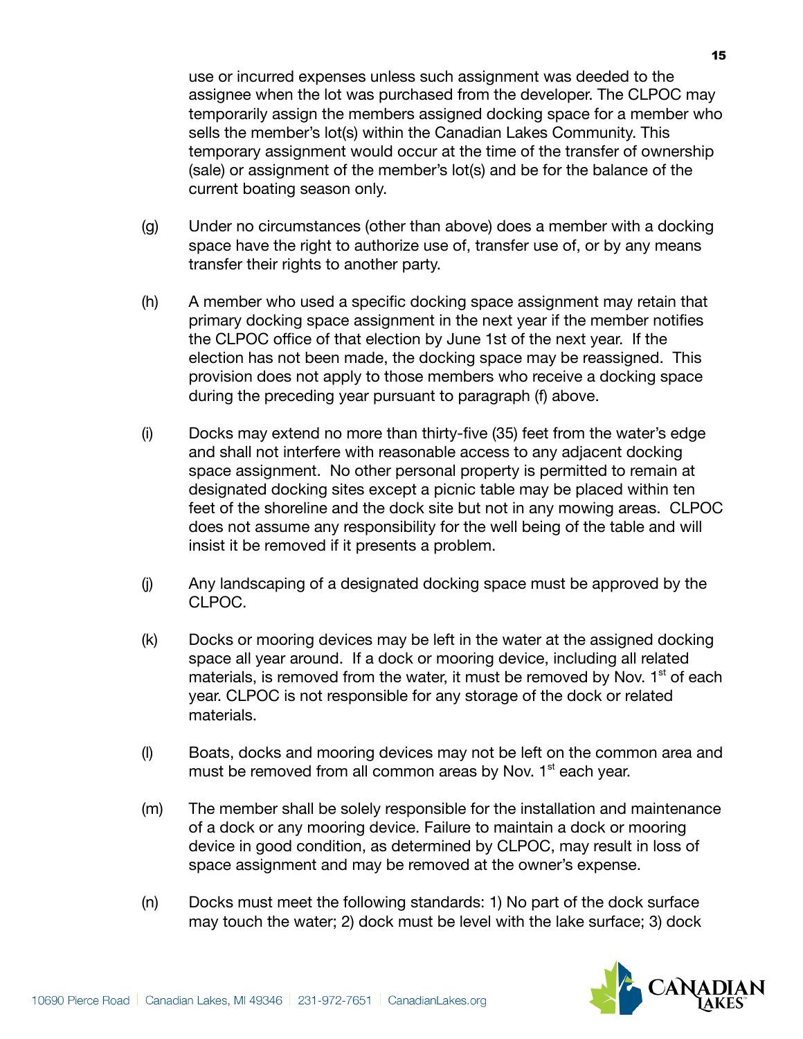use or incurred expenses unless such assignment was deeded to the assignee when the lot was purchased from the developer. The CLPOC may temporarily assign the members assigned docking space for a member who sells the member's lot(s) within the Canadian Lakes Community. This temporary assignment would occur at the time of the transfer of ownership (sale) or assignment of the member's lot(s) and be for the balance of the current boating season only.

(g) Under no circumstances (other than above) does a member with a docking space have the right to authorize use of, transfer use of, or by any means transfer their rights to another party.

(h) A member who used a specific docking space assignment may retain that primary docking space assignment in the next year if the member notifies the CLPOC office of that election by June 1st of the next year. If the election has not been made, the docking space may be reassigned. This provision does not apply to those members who receive a docking space during the preceding year pursuant to paragraph (f) above.

(i) Docks may extend no more than thirty-five (35) feet from the water's edge and shall not interfere with reasonable access to any adjacent docking space assignment. No other personal property is permitted to remain at designated docking sites except a picnic table may be placed within ten feet of the shoreline and the dock site but not in any mowing areas. CLPOC does not assume any responsibility for the well being of the table and will insist it be removed if it presents a problem.

(j) Any landscaping of a designated docking space must be approved by the CLPOC.

(k) Docks or mooring devices may be left in the water at the assigned docking space all year around. If a dock or mooring device, including all related materials, is removed from the water, it must be removed by Nov. 1st of each year. CLPOC is not responsible for any storage of the dock or related materials.

(l) Boats, docks and mooring devices may not be left on the common area and must be removed from all common areas by Nov. 1st each year.

(m) The member shall be solely responsible for the installation and maintenance of a dock or any mooring device. Failure to maintain a dock or mooring device in good condition, as determined by CLPOC, may result in loss of space assignment and may be removed at the owner's expense.

(n) Docks must meet the following standards: 1) No part of the dock surface may touch the water; 2) dock must be level with the lake surface; 3) dock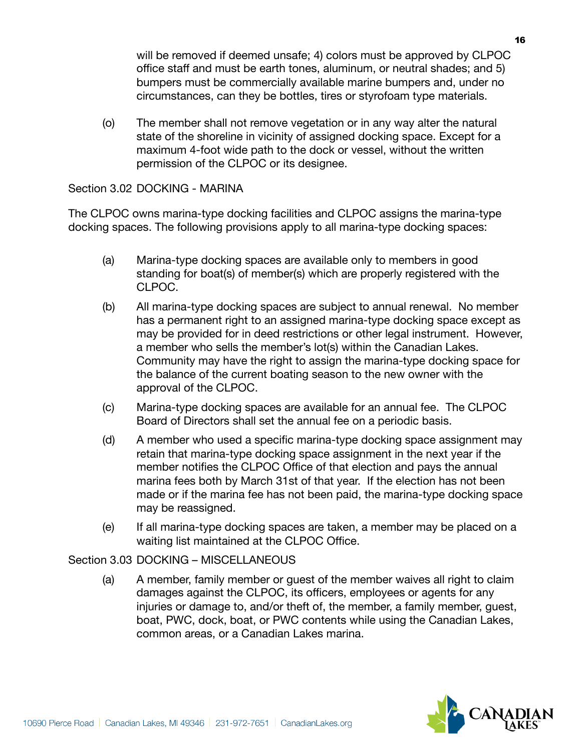will be removed if deemed unsafe; 4) colors must be approved by CLPOC office staff and must be earth tones, aluminum, or neutral shades; and 5) bumpers must be commercially available marine bumpers and, under no circumstances, can they be bottles, tires or styrofoam type materials.

(o) The member shall not remove vegetation or in any way alter the natural state of the shoreline in vicinity of assigned docking space. Except for a maximum 4-foot wide path to the dock or vessel, without the written permission of the CLPOC or its designee.

Section 3.02 DOCKING - MARINA

The CLPOC owns marina-type docking facilities and CLPOC assigns the marina-type docking spaces. The following provisions apply to all marina-type docking spaces:

(a) Marina-type docking spaces are available only to members in good standing for boat(s) of member(s) which are properly registered with the CLPOC.

(b) All marina-type docking spaces are subject to annual renewal. No member has a permanent right to an assigned marina-type docking space except as may be provided for in deed restrictions or other legal instrument. However, a member who sells the member's lot(s) within the Canadian Lakes. Community may have the right to assign the marina-type docking space for the balance of the current boating season to the new owner with the approval of the CLPOC.

(c) Marina-type docking spaces are available for an annual fee. The CLPOC Board of Directors shall set the annual fee on a periodic basis.

(d) A member who used a specific marina-type docking space assignment may retain that marina-type docking space assignment in the next year if the member notifies the CLPOC Office of that election and pays the annual marina fees both by March 31st of that year. If the election has not been made or if the marina fee has not been paid, the marina-type docking space may be reassigned.

(e) If all marina-type docking spaces are taken, a member may be placed on a waiting list maintained at the CLPOC Office.

Section 3.03 DOCKING – MISCELLANEOUS

(a) A member, family member or guest of the member waives all right to claim damages against the CLPOC, its officers, employees or agents for any injuries or damage to, and/or theft of, the member, a family member, guest, boat, PWC, dock, boat, or PWC contents while using the Canadian Lakes, common areas, or a Canadian Lakes marina.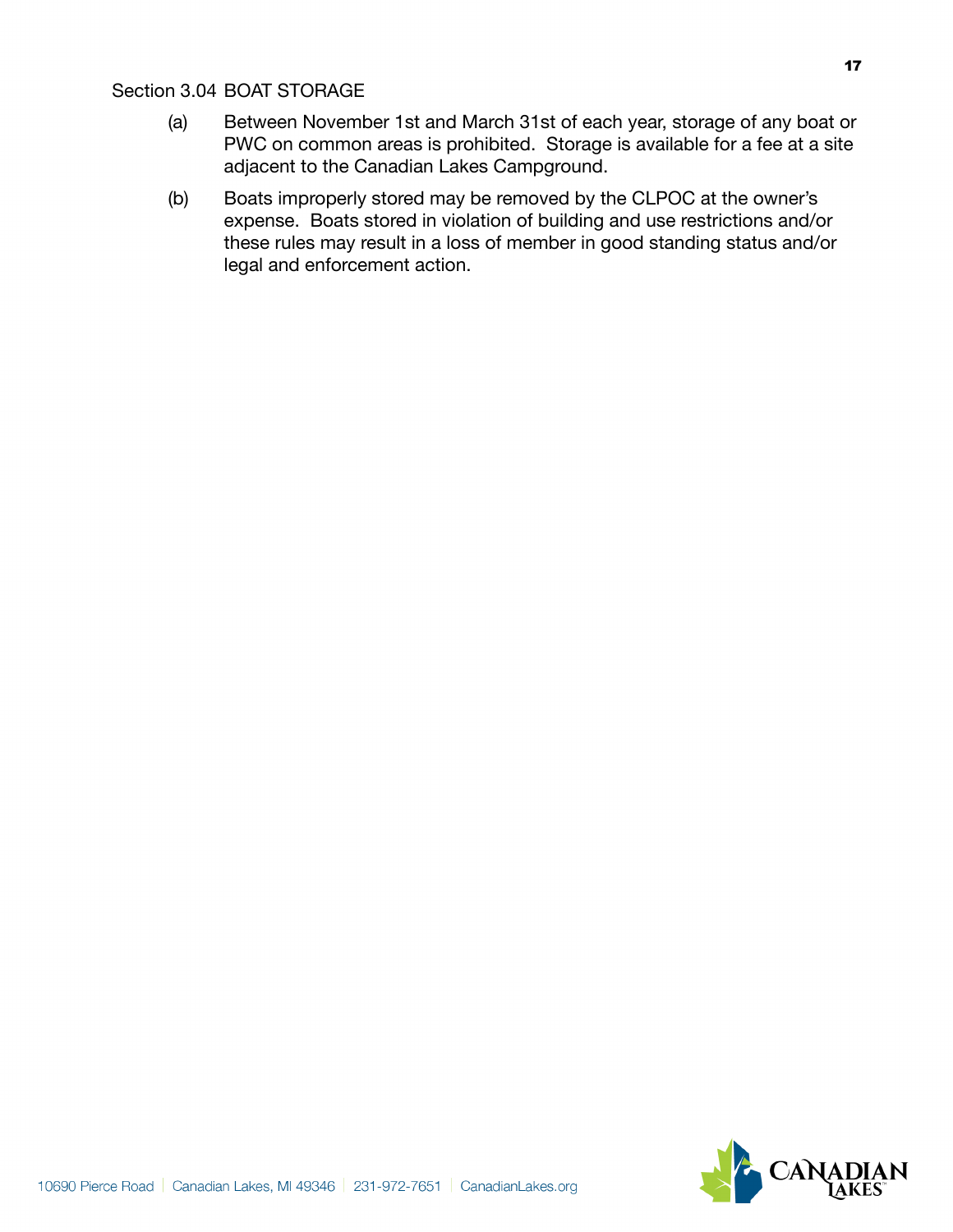Section 3.04 BOAT STORAGE

(a) Between November 1st and March 31st of each year, storage of any boat or PWC on common areas is prohibited. Storage is available for a fee at a site adjacent to the Canadian Lakes Campground.

(b) Boats improperly stored may be removed by the CLPOC at the owner's expense. Boats stored in violation of building and use restrictions and/or these rules may result in a loss of member in good standing status and/or legal and enforcement action.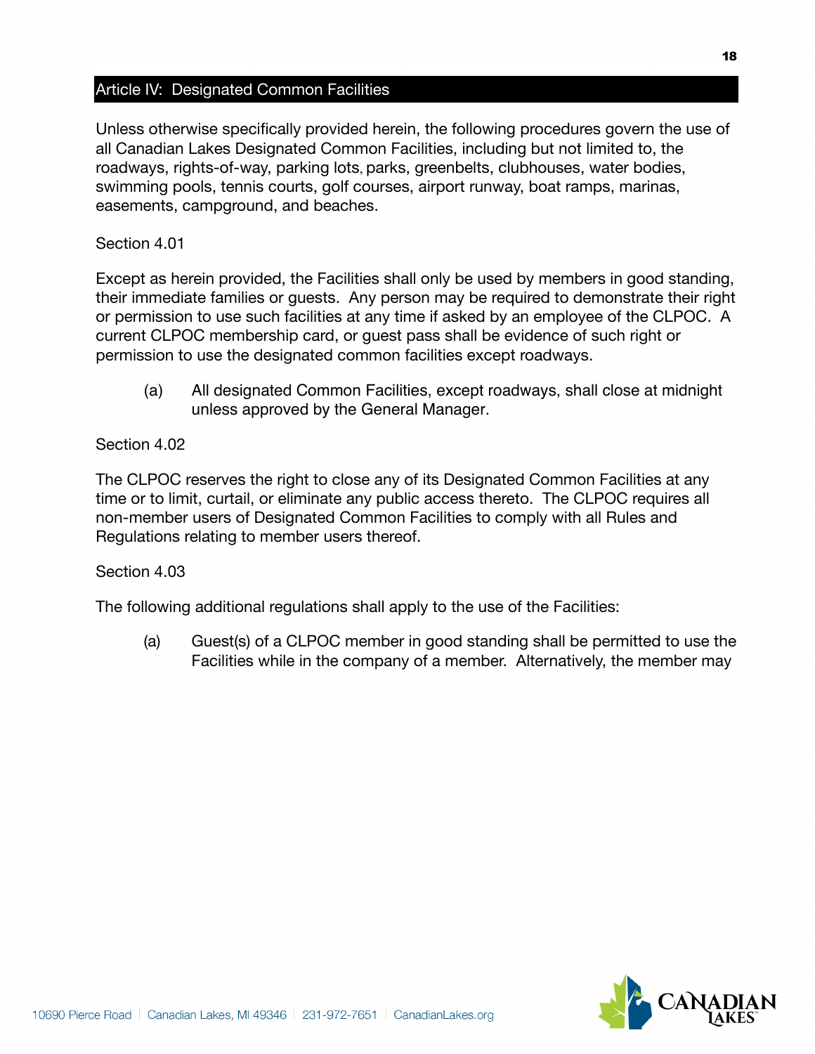## Article IV: Designated Common Facilities

Unless otherwise specifically provided herein, the following procedures govern the use of all Canadian Lakes Designated Common Facilities, including but not limited to, the roadways, rights-of-way, parking lots, parks, greenbelts, clubhouses, water bodies, swimming pools, tennis courts, golf courses, airport runway, boat ramps, marinas, easements, campground, and beaches.

Section 4.01

Except as herein provided, the Facilities shall only be used by members in good standing, their immediate families or guests. Any person may be required to demonstrate their right or permission to use such facilities at any time if asked by an employee of the CLPOC. A current CLPOC membership card, or guest pass shall be evidence of such right or permission to use the designated common facilities except roadways.

(a) All designated Common Facilities, except roadways, shall close at midnight unless approved by the General Manager.

Section 4.02

The CLPOC reserves the right to close any of its Designated Common Facilities at any time or to limit, curtail, or eliminate any public access thereto. The CLPOC requires all non-member users of Designated Common Facilities to comply with all Rules and Regulations relating to member users thereof.

Section 4.03

The following additional regulations shall apply to the use of the Facilities:

(a) Guest(s) of a CLPOC member in good standing shall be permitted to use the Facilities while in the company of a member. Alternatively, the member may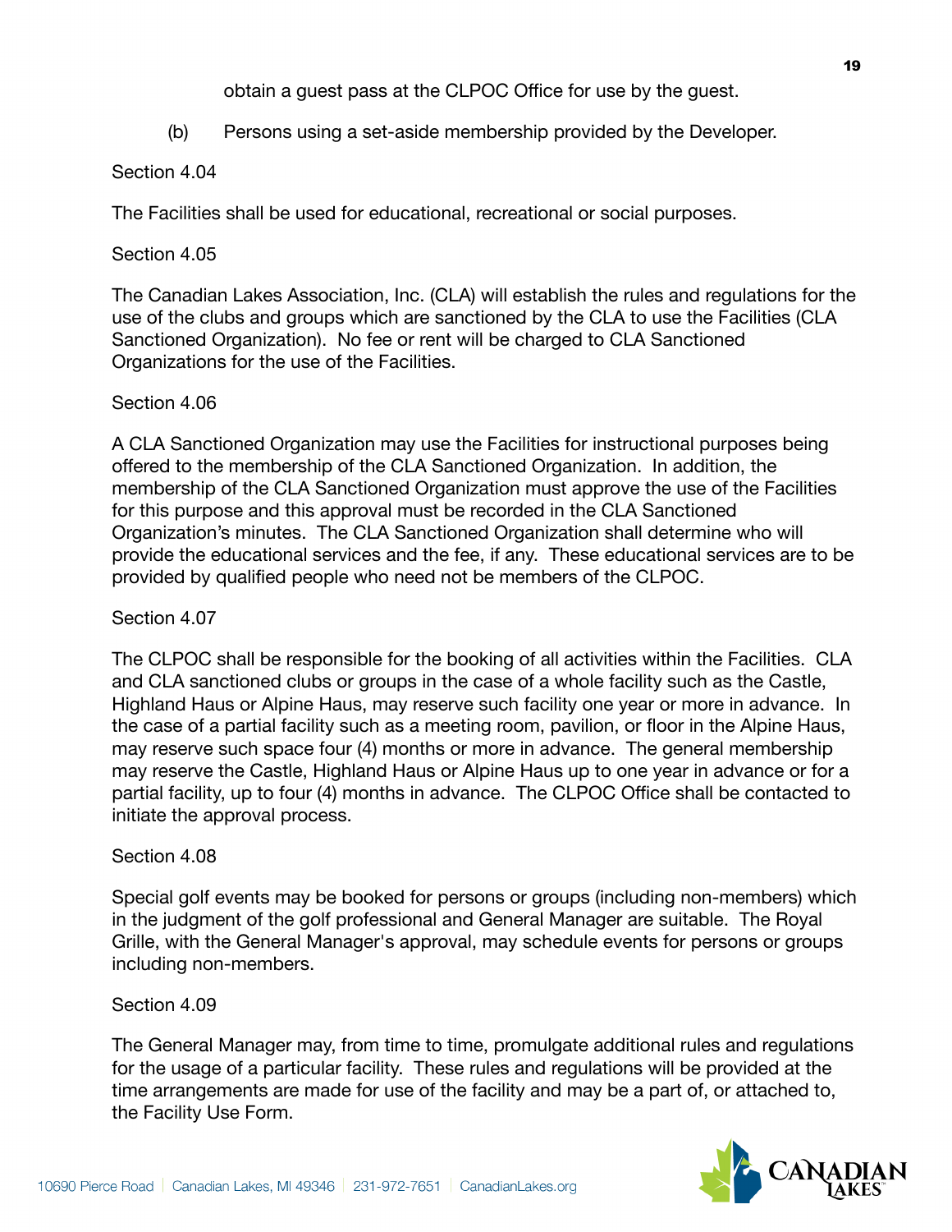obtain a guest pass at the CLPOC Office for use by the guest.

(b) Persons using a set-aside membership provided by the Developer.

Section 4.04

The Facilities shall be used for educational, recreational or social purposes.

Section 4.05

The Canadian Lakes Association, Inc. (CLA) will establish the rules and regulations for the use of the clubs and groups which are sanctioned by the CLA to use the Facilities (CLA Sanctioned Organization). No fee or rent will be charged to CLA Sanctioned Organizations for the use of the Facilities.

Section 4.06

A CLA Sanctioned Organization may use the Facilities for instructional purposes being offered to the membership of the CLA Sanctioned Organization. In addition, the membership of the CLA Sanctioned Organization must approve the use of the Facilities for this purpose and this approval must be recorded in the CLA Sanctioned Organization's minutes. The CLA Sanctioned Organization shall determine who will provide the educational services and the fee, if any. These educational services are to be provided by qualified people who need not be members of the CLPOC.

Section 4.07

The CLPOC shall be responsible for the booking of all activities within the Facilities. CLA and CLA sanctioned clubs or groups in the case of a whole facility such as the Castle, Highland Haus or Alpine Haus, may reserve such facility one year or more in advance. In the case of a partial facility such as a meeting room, pavilion, or floor in the Alpine Haus, may reserve such space four (4) months or more in advance. The general membership may reserve the Castle, Highland Haus or Alpine Haus up to one year in advance or for a partial facility, up to four (4) months in advance. The CLPOC Office shall be contacted to initiate the approval process.

Section 4.08

Special golf events may be booked for persons or groups (including non-members) which in the judgment of the golf professional and General Manager are suitable. The Royal Grille, with the General Manager's approval, may schedule events for persons or groups including non-members.

Section 4.09

The General Manager may, from time to time, promulgate additional rules and regulations for the usage of a particular facility. These rules and regulations will be provided at the time arrangements are made for use of the facility and may be a part of, or attached to, the Facility Use Form.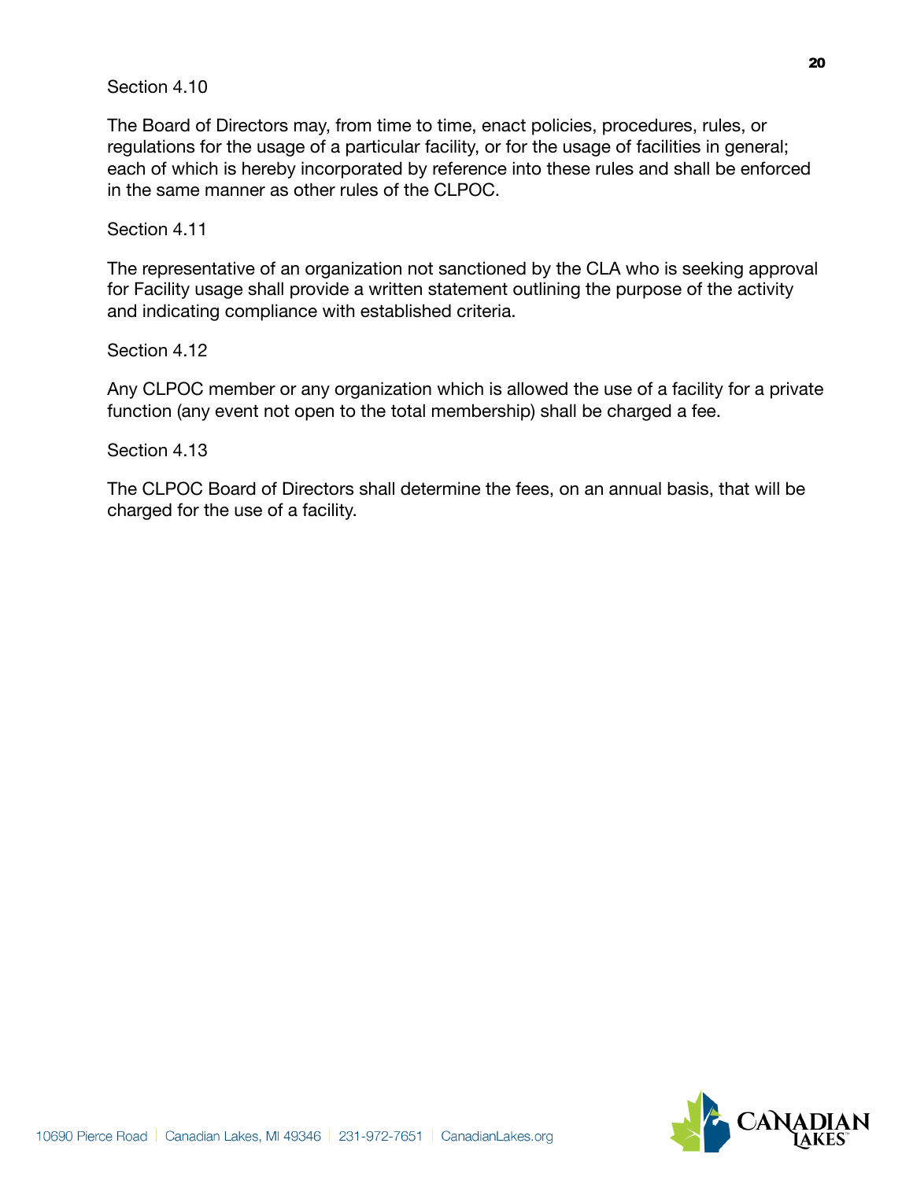Section 4.10

The Board of Directors may, from time to time, enact policies, procedures, rules, or regulations for the usage of a particular facility, or for the usage of facilities in general; each of which is hereby incorporated by reference into these rules and shall be enforced in the same manner as other rules of the CLPOC.

Section 4.11

The representative of an organization not sanctioned by the CLA who is seeking approval for Facility usage shall provide a written statement outlining the purpose of the activity and indicating compliance with established criteria.

Section 4.12

Any CLPOC member or any organization which is allowed the use of a facility for a private function (any event not open to the total membership) shall be charged a fee.

Section 4.13

The CLPOC Board of Directors shall determine the fees, on an annual basis, that will be charged for the use of a facility.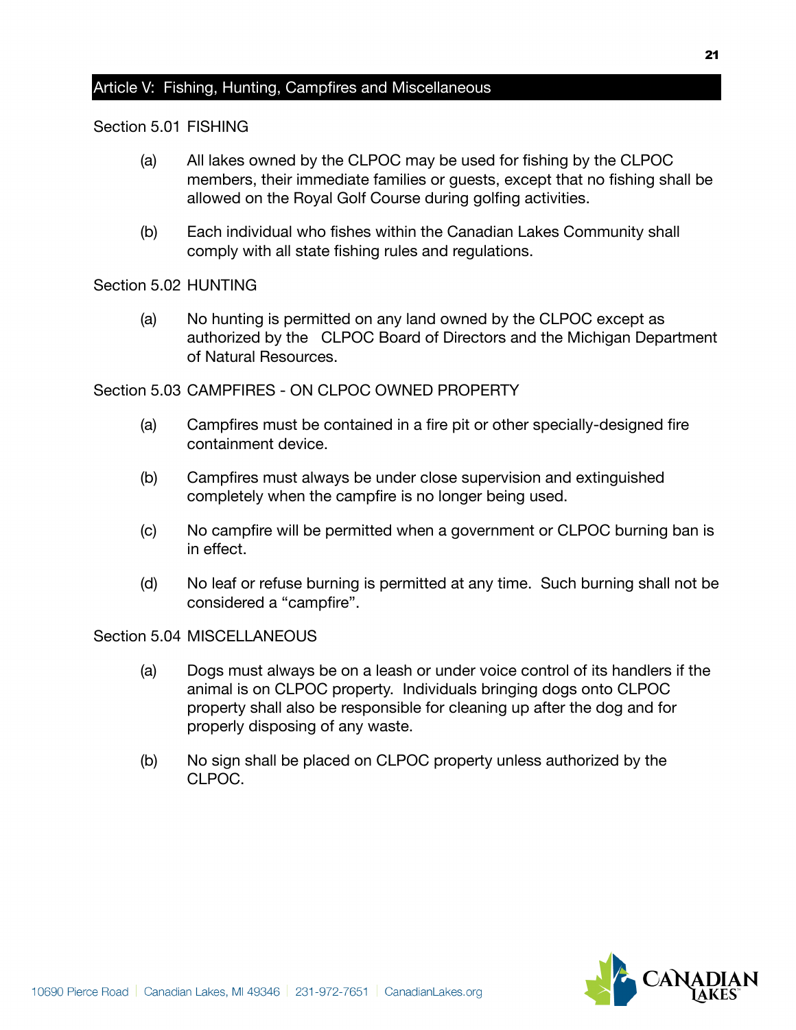## Article V: Fishing, Hunting, Campfires and Miscellaneous

### Section 5.01 FISHING

(a) All lakes owned by the CLPOC may be used for fishing by the CLPOC members, their immediate families or guests, except that no fishing shall be allowed on the Royal Golf Course during golfing activities.

(b) Each individual who fishes within the Canadian Lakes Community shall comply with all state fishing rules and regulations.

### Section 5.02 HUNTING

(a) No hunting is permitted on any land owned by the CLPOC except as authorized by the CLPOC Board of Directors and the Michigan Department of Natural Resources.

### Section 5.03 CAMPFIRES - ON CLPOC OWNED PROPERTY

(a) Campfires must be contained in a fire pit or other specially-designed fire containment device.

(b) Campfires must always be under close supervision and extinguished completely when the campfire is no longer being used.

(c) No campfire will be permitted when a government or CLPOC burning ban is in effect.

(d) No leaf or refuse burning is permitted at any time. Such burning shall not be considered a "campfire".

### Section 5.04 MISCELLANEOUS

(a) Dogs must always be on a leash or under voice control of its handlers if the animal is on CLPOC property. Individuals bringing dogs onto CLPOC property shall also be responsible for cleaning up after the dog and for properly disposing of any waste.

(b) No sign shall be placed on CLPOC property unless authorized by the CLPOC.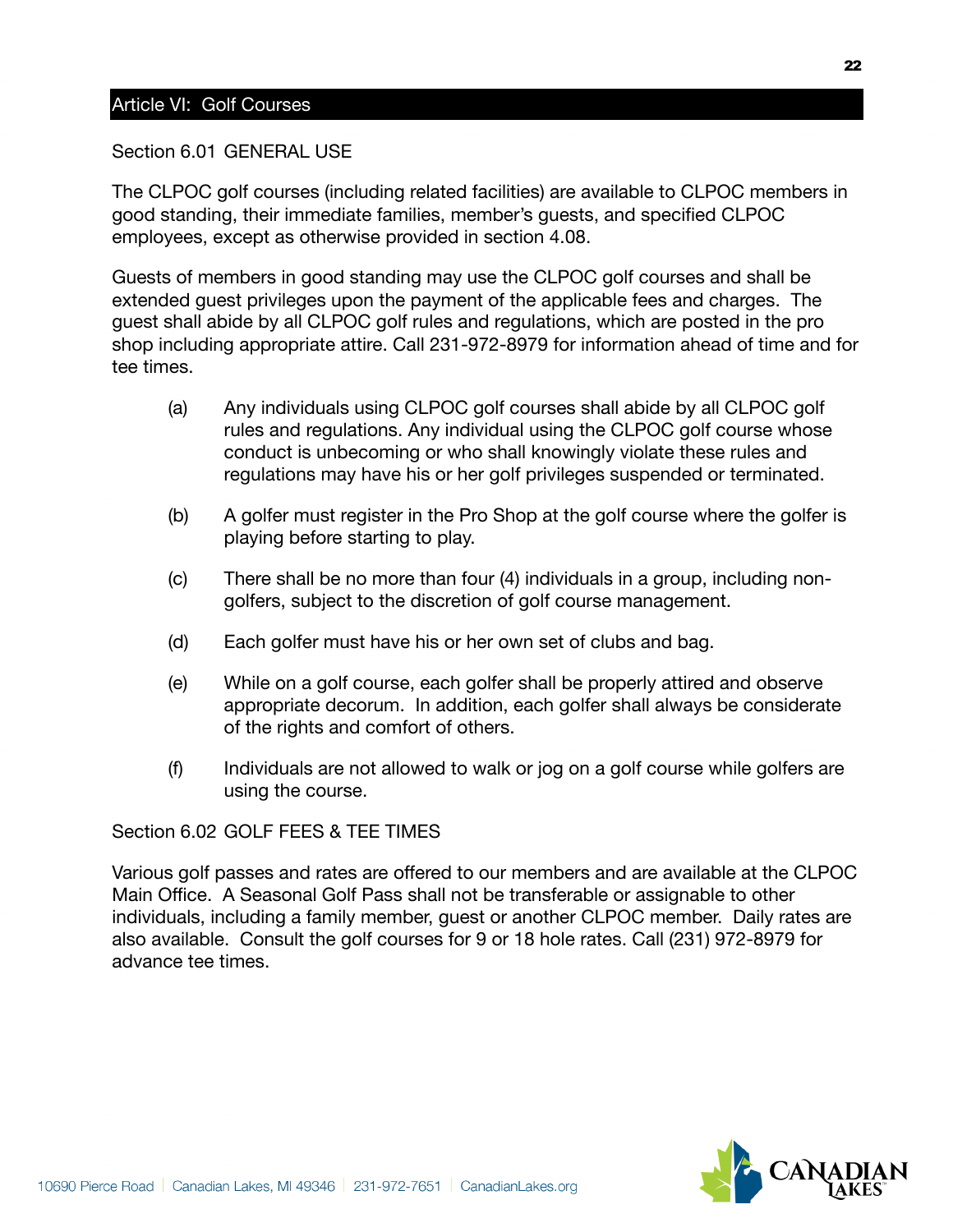## Article VI: Golf Courses

### Section 6.01 GENERAL USE

The CLPOC golf courses (including related facilities) are available to CLPOC members in good standing, their immediate families, member's guests, and specified CLPOC employees, except as otherwise provided in section 4.08.

Guests of members in good standing may use the CLPOC golf courses and shall be extended guest privileges upon the payment of the applicable fees and charges. The guest shall abide by all CLPOC golf rules and regulations, which are posted in the pro shop including appropriate attire. Call 231-972-8979 for information ahead of time and for tee times.

(a) Any individuals using CLPOC golf courses shall abide by all CLPOC golf rules and regulations. Any individual using the CLPOC golf course whose conduct is unbecoming or who shall knowingly violate these rules and regulations may have his or her golf privileges suspended or terminated.

(b) A golfer must register in the Pro Shop at the golf course where the golfer is playing before starting to play.

(c) There shall be no more than four (4) individuals in a group, including non-golfers, subject to the discretion of golf course management.

(d) Each golfer must have his or her own set of clubs and bag.

(e) While on a golf course, each golfer shall be properly attired and observe appropriate decorum. In addition, each golfer shall always be considerate of the rights and comfort of others.

(f) Individuals are not allowed to walk or jog on a golf course while golfers are using the course.

### Section 6.02 GOLF FEES & TEE TIMES

Various golf passes and rates are offered to our members and are available at the CLPOC Main Office. A Seasonal Golf Pass shall not be transferable or assignable to other individuals, including a family member, guest or another CLPOC member. Daily rates are also available. Consult the golf courses for 9 or 18 hole rates. Call (231) 972-8979 for advance tee times.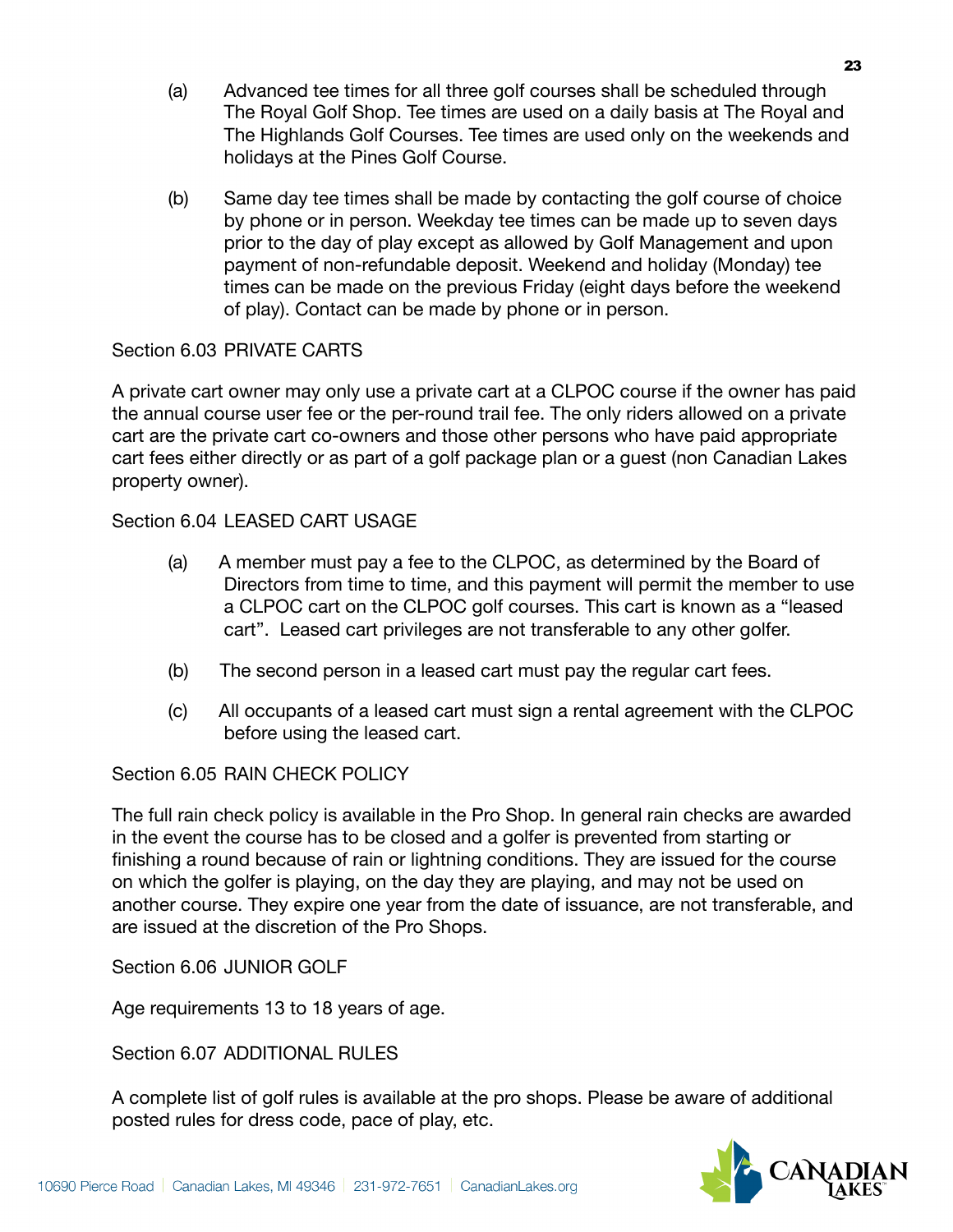(a) Advanced tee times for all three golf courses shall be scheduled through The Royal Golf Shop. Tee times are used on a daily basis at The Royal and The Highlands Golf Courses. Tee times are used only on the weekends and holidays at the Pines Golf Course.

(b) Same day tee times shall be made by contacting the golf course of choice by phone or in person. Weekday tee times can be made up to seven days prior to the day of play except as allowed by Golf Management and upon payment of non-refundable deposit. Weekend and holiday (Monday) tee times can be made on the previous Friday (eight days before the weekend of play). Contact can be made by phone or in person.

Section 6.03 PRIVATE CARTS

A private cart owner may only use a private cart at a CLPOC course if the owner has paid the annual course user fee or the per-round trail fee. The only riders allowed on a private cart are the private cart co-owners and those other persons who have paid appropriate cart fees either directly or as part of a golf package plan or a guest (non Canadian Lakes property owner).

Section 6.04 LEASED CART USAGE

(a) A member must pay a fee to the CLPOC, as determined by the Board of Directors from time to time, and this payment will permit the member to use a CLPOC cart on the CLPOC golf courses. This cart is known as a "leased cart". Leased cart privileges are not transferable to any other golfer.

(b) The second person in a leased cart must pay the regular cart fees.

(c) All occupants of a leased cart must sign a rental agreement with the CLPOC before using the leased cart.

Section 6.05 RAIN CHECK POLICY

The full rain check policy is available in the Pro Shop. In general rain checks are awarded in the event the course has to be closed and a golfer is prevented from starting or finishing a round because of rain or lightning conditions. They are issued for the course on which the golfer is playing, on the day they are playing, and may not be used on another course. They expire one year from the date of issuance, are not transferable, and are issued at the discretion of the Pro Shops.

Section 6.06 JUNIOR GOLF

Age requirements 13 to 18 years of age.

Section 6.07 ADDITIONAL RULES

A complete list of golf rules is available at the pro shops. Please be aware of additional posted rules for dress code, pace of play, etc.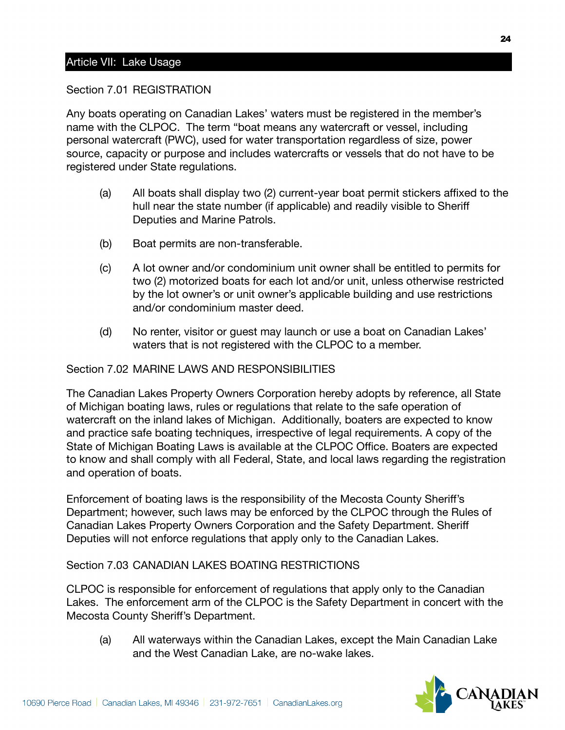## Article VII: Lake Usage

### Section 7.01 REGISTRATION

Any boats operating on Canadian Lakes' waters must be registered in the member's name with the CLPOC. The term "boat means any watercraft or vessel, including personal watercraft (PWC), used for water transportation regardless of size, power source, capacity or purpose and includes watercrafts or vessels that do not have to be registered under State regulations.

(a) All boats shall display two (2) current-year boat permit stickers affixed to the hull near the state number (if applicable) and readily visible to Sheriff Deputies and Marine Patrols.

(b) Boat permits are non-transferable.

(c) A lot owner and/or condominium unit owner shall be entitled to permits for two (2) motorized boats for each lot and/or unit, unless otherwise restricted by the lot owner's or unit owner's applicable building and use restrictions and/or condominium master deed.

(d) No renter, visitor or guest may launch or use a boat on Canadian Lakes' waters that is not registered with the CLPOC to a member.

### Section 7.02 MARINE LAWS AND RESPONSIBILITIES

The Canadian Lakes Property Owners Corporation hereby adopts by reference, all State of Michigan boating laws, rules or regulations that relate to the safe operation of watercraft on the inland lakes of Michigan. Additionally, boaters are expected to know and practice safe boating techniques, irrespective of legal requirements. A copy of the State of Michigan Boating Laws is available at the CLPOC Office. Boaters are expected to know and shall comply with all Federal, State, and local laws regarding the registration and operation of boats.

Enforcement of boating laws is the responsibility of the Mecosta County Sheriff's Department; however, such laws may be enforced by the CLPOC through the Rules of Canadian Lakes Property Owners Corporation and the Safety Department. Sheriff Deputies will not enforce regulations that apply only to the Canadian Lakes.

### Section 7.03 CANADIAN LAKES BOATING RESTRICTIONS

CLPOC is responsible for enforcement of regulations that apply only to the Canadian Lakes. The enforcement arm of the CLPOC is the Safety Department in concert with the Mecosta County Sheriff's Department.

(a) All waterways within the Canadian Lakes, except the Main Canadian Lake and the West Canadian Lake, are no-wake lakes.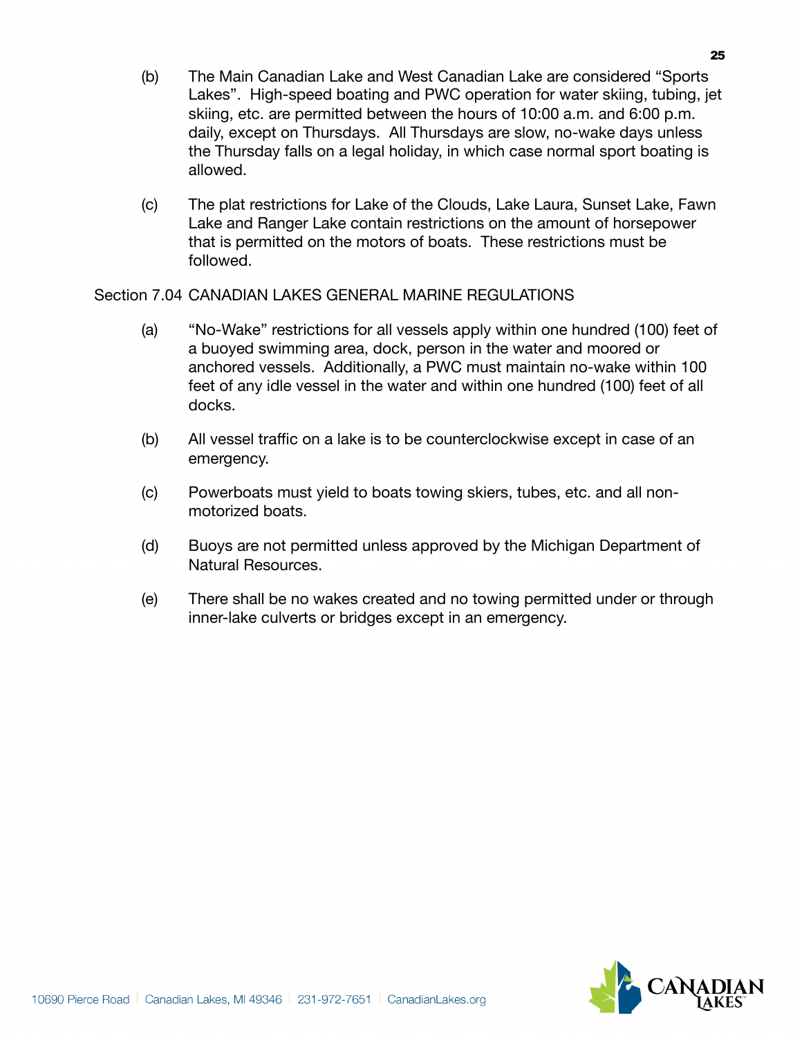(b) The Main Canadian Lake and West Canadian Lake are considered "Sports Lakes". High-speed boating and PWC operation for water skiing, tubing, jet skiing, etc. are permitted between the hours of 10:00 a.m. and 6:00 p.m. daily, except on Thursdays. All Thursdays are slow, no-wake days unless the Thursday falls on a legal holiday, in which case normal sport boating is allowed.

(c) The plat restrictions for Lake of the Clouds, Lake Laura, Sunset Lake, Fawn Lake and Ranger Lake contain restrictions on the amount of horsepower that is permitted on the motors of boats. These restrictions must be followed.

Section 7.04 CANADIAN LAKES GENERAL MARINE REGULATIONS

(a) "No-Wake" restrictions for all vessels apply within one hundred (100) feet of a buoyed swimming area, dock, person in the water and moored or anchored vessels. Additionally, a PWC must maintain no-wake within 100 feet of any idle vessel in the water and within one hundred (100) feet of all docks.

(b) All vessel traffic on a lake is to be counterclockwise except in case of an emergency.

(c) Powerboats must yield to boats towing skiers, tubes, etc. and all non-motorized boats.

(d) Buoys are not permitted unless approved by the Michigan Department of Natural Resources.

(e) There shall be no wakes created and no towing permitted under or through inner-lake culverts or bridges except in an emergency.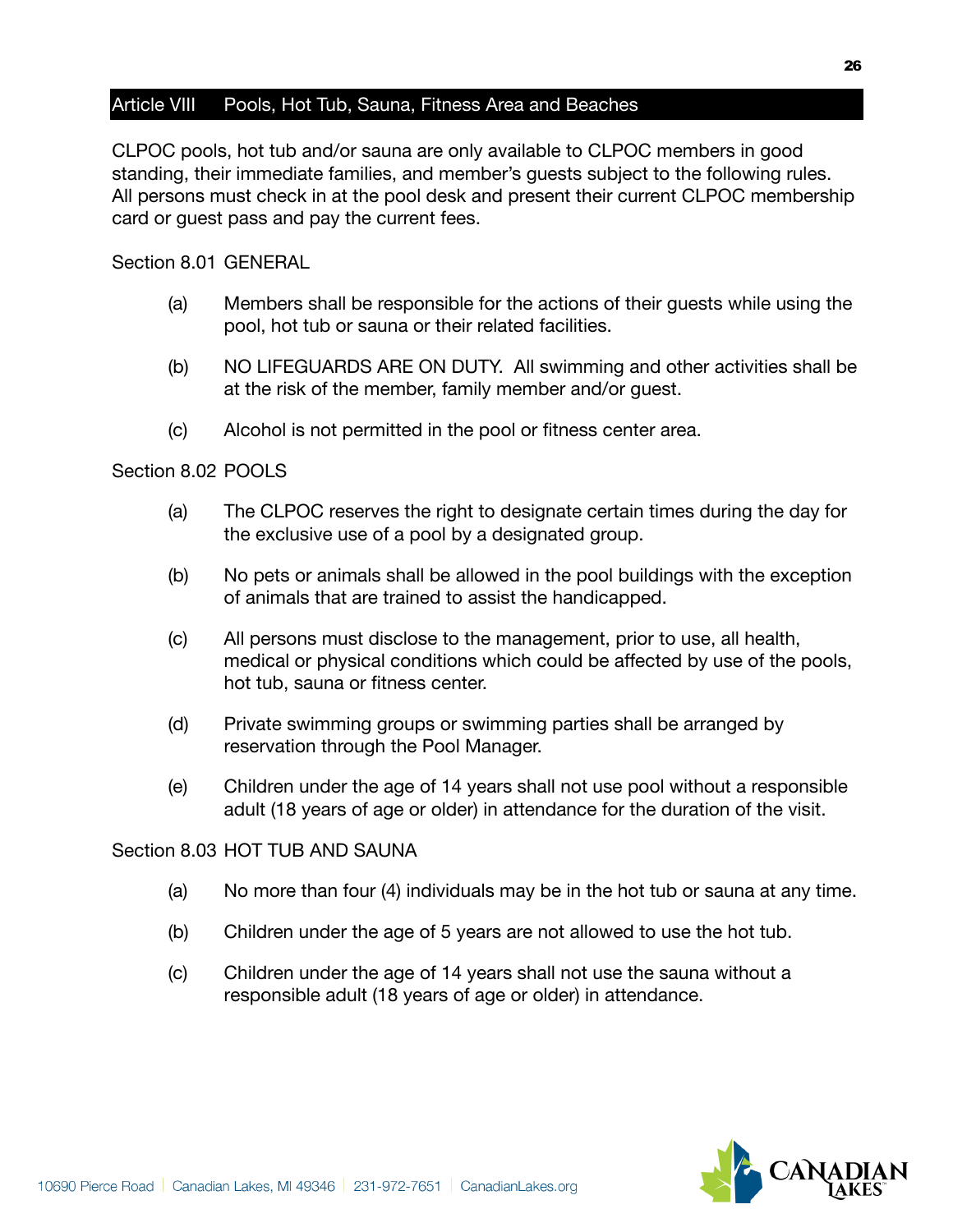## Article VIII Pools, Hot Tub, Sauna, Fitness Area and Beaches

CLPOC pools, hot tub and/or sauna are only available to CLPOC members in good standing, their immediate families, and member's guests subject to the following rules. All persons must check in at the pool desk and present their current CLPOC membership card or guest pass and pay the current fees.

### Section 8.01 GENERAL

(a) Members shall be responsible for the actions of their guests while using the pool, hot tub or sauna or their related facilities.

(b) NO LIFEGUARDS ARE ON DUTY. All swimming and other activities shall be at the risk of the member, family member and/or guest.

(c) Alcohol is not permitted in the pool or fitness center area.

### Section 8.02 POOLS

(a) The CLPOC reserves the right to designate certain times during the day for the exclusive use of a pool by a designated group.

(b) No pets or animals shall be allowed in the pool buildings with the exception of animals that are trained to assist the handicapped.

(c) All persons must disclose to the management, prior to use, all health, medical or physical conditions which could be affected by use of the pools, hot tub, sauna or fitness center.

(d) Private swimming groups or swimming parties shall be arranged by reservation through the Pool Manager.

(e) Children under the age of 14 years shall not use pool without a responsible adult (18 years of age or older) in attendance for the duration of the visit.

### Section 8.03 HOT TUB AND SAUNA

(a) No more than four (4) individuals may be in the hot tub or sauna at any time.

(b) Children under the age of 5 years are not allowed to use the hot tub.

(c) Children under the age of 14 years shall not use the sauna without a responsible adult (18 years of age or older) in attendance.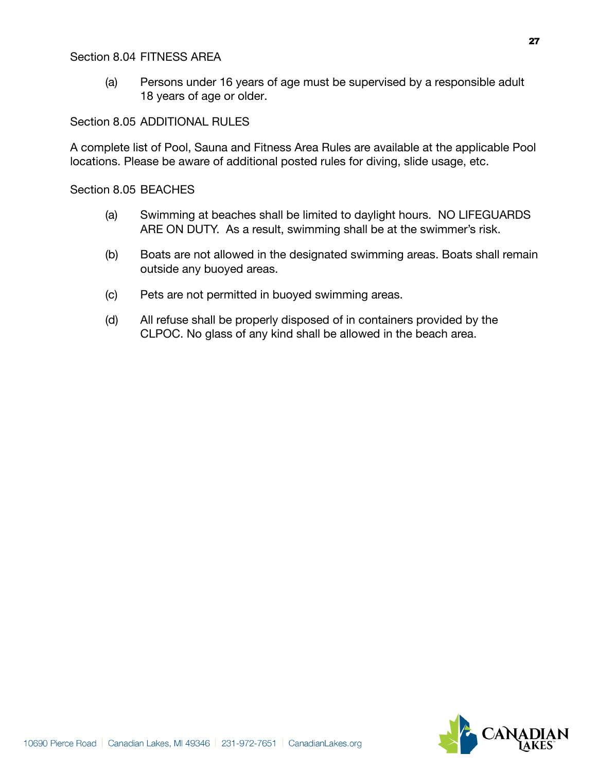Section 8.04 FITNESS AREA

(a) Persons under 16 years of age must be supervised by a responsible adult 18 years of age or older.

Section 8.05 ADDITIONAL RULES

A complete list of Pool, Sauna and Fitness Area Rules are available at the applicable Pool locations. Please be aware of additional posted rules for diving, slide usage, etc.

Section 8.05 BEACHES

(a) Swimming at beaches shall be limited to daylight hours. NO LIFEGUARDS ARE ON DUTY. As a result, swimming shall be at the swimmer's risk.

(b) Boats are not allowed in the designated swimming areas. Boats shall remain outside any buoyed areas.

(c) Pets are not permitted in buoyed swimming areas.

(d) All refuse shall be properly disposed of in containers provided by the CLPOC. No glass of any kind shall be allowed in the beach area.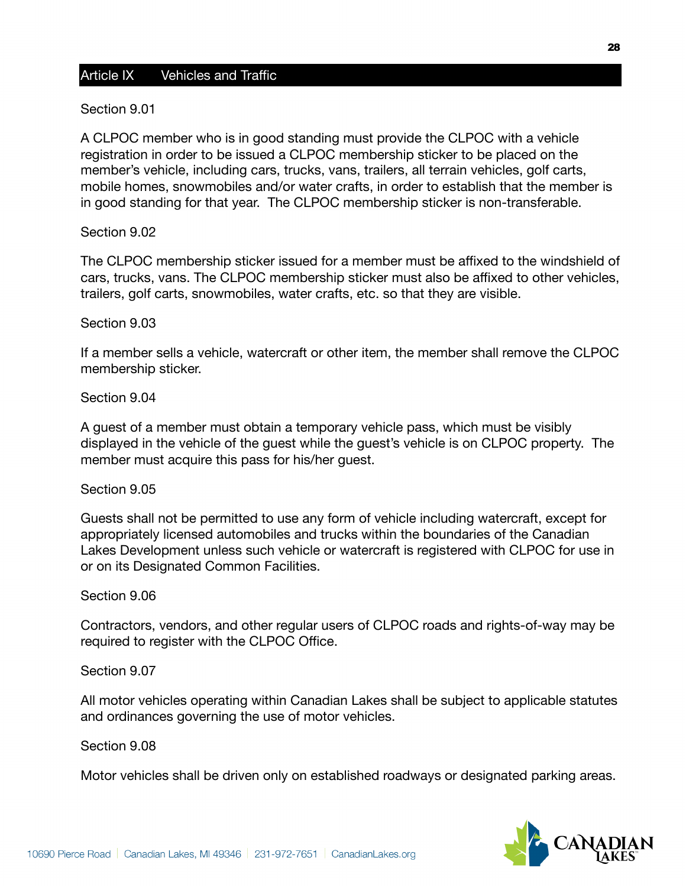## Article IX Vehicles and Traffic

Section 9.01

A CLPOC member who is in good standing must provide the CLPOC with a vehicle registration in order to be issued a CLPOC membership sticker to be placed on the member's vehicle, including cars, trucks, vans, trailers, all terrain vehicles, golf carts, mobile homes, snowmobiles and/or water crafts, in order to establish that the member is in good standing for that year. The CLPOC membership sticker is non-transferable.

Section 9.02

The CLPOC membership sticker issued for a member must be affixed to the windshield of cars, trucks, vans. The CLPOC membership sticker must also be affixed to other vehicles, trailers, golf carts, snowmobiles, water crafts, etc. so that they are visible.

Section 9.03

If a member sells a vehicle, watercraft or other item, the member shall remove the CLPOC membership sticker.

Section 9.04

A guest of a member must obtain a temporary vehicle pass, which must be visibly displayed in the vehicle of the guest while the guest's vehicle is on CLPOC property. The member must acquire this pass for his/her guest.

Section 9.05

Guests shall not be permitted to use any form of vehicle including watercraft, except for appropriately licensed automobiles and trucks within the boundaries of the Canadian Lakes Development unless such vehicle or watercraft is registered with CLPOC for use in or on its Designated Common Facilities.

Section 9.06

Contractors, vendors, and other regular users of CLPOC roads and rights-of-way may be required to register with the CLPOC Office.

Section 9.07

All motor vehicles operating within Canadian Lakes shall be subject to applicable statutes and ordinances governing the use of motor vehicles.

Section 9.08

Motor vehicles shall be driven only on established roadways or designated parking areas.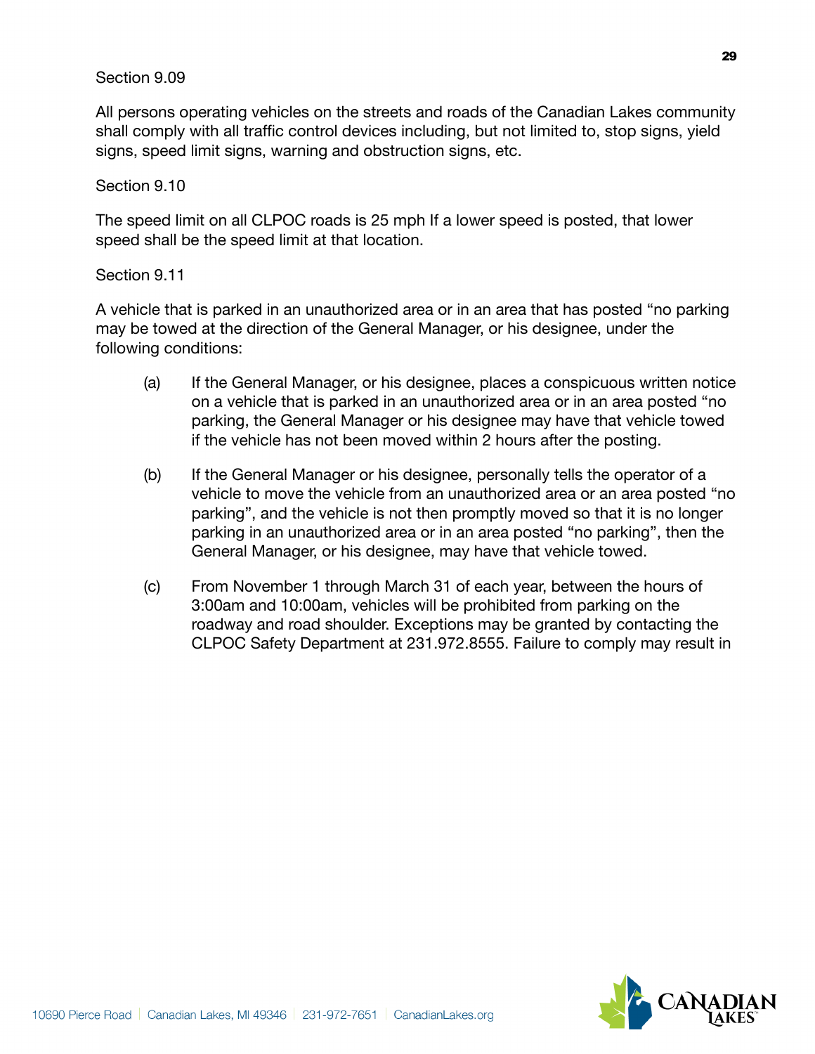Section 9.09

All persons operating vehicles on the streets and roads of the Canadian Lakes community shall comply with all traffic control devices including, but not limited to, stop signs, yield signs, speed limit signs, warning and obstruction signs, etc.

Section 9.10

The speed limit on all CLPOC roads is 25 mph If a lower speed is posted, that lower speed shall be the speed limit at that location.

Section 9.11

A vehicle that is parked in an unauthorized area or in an area that has posted “no parking may be towed at the direction of the General Manager, or his designee, under the following conditions:

(a) If the General Manager, or his designee, places a conspicuous written notice on a vehicle that is parked in an unauthorized area or in an area posted “no parking, the General Manager or his designee may have that vehicle towed if the vehicle has not been moved within 2 hours after the posting.

(b) If the General Manager or his designee, personally tells the operator of a vehicle to move the vehicle from an unauthorized area or an area posted “no parking”, and the vehicle is not then promptly moved so that it is no longer parking in an unauthorized area or in an area posted “no parking”, then the General Manager, or his designee, may have that vehicle towed.

(c) From November 1 through March 31 of each year, between the hours of 3:00am and 10:00am, vehicles will be prohibited from parking on the roadway and road shoulder. Exceptions may be granted by contacting the CLPOC Safety Department at 231.972.8555. Failure to comply may result in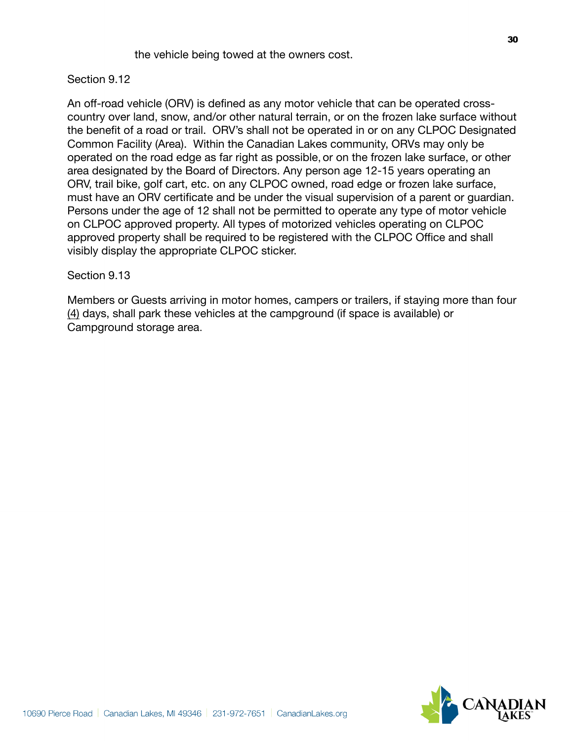the vehicle being towed at the owners cost.

Section 9.12

An off-road vehicle (ORV) is defined as any motor vehicle that can be operated cross-country over land, snow, and/or other natural terrain, or on the frozen lake surface without the benefit of a road or trail. ORV's shall not be operated in or on any CLPOC Designated Common Facility (Area). Within the Canadian Lakes community, ORVs may only be operated on the road edge as far right as possible, or on the frozen lake surface, or other area designated by the Board of Directors. Any person age 12-15 years operating an ORV, trail bike, golf cart, etc. on any CLPOC owned, road edge or frozen lake surface, must have an ORV certificate and be under the visual supervision of a parent or guardian. Persons under the age of 12 shall not be permitted to operate any type of motor vehicle on CLPOC approved property. All types of motorized vehicles operating on CLPOC approved property shall be required to be registered with the CLPOC Office and shall visibly display the appropriate CLPOC sticker.

Section 9.13

Members or Guests arriving in motor homes, campers or trailers, if staying more than four (4) days, shall park these vehicles at the campground (if space is available) or Campground storage area.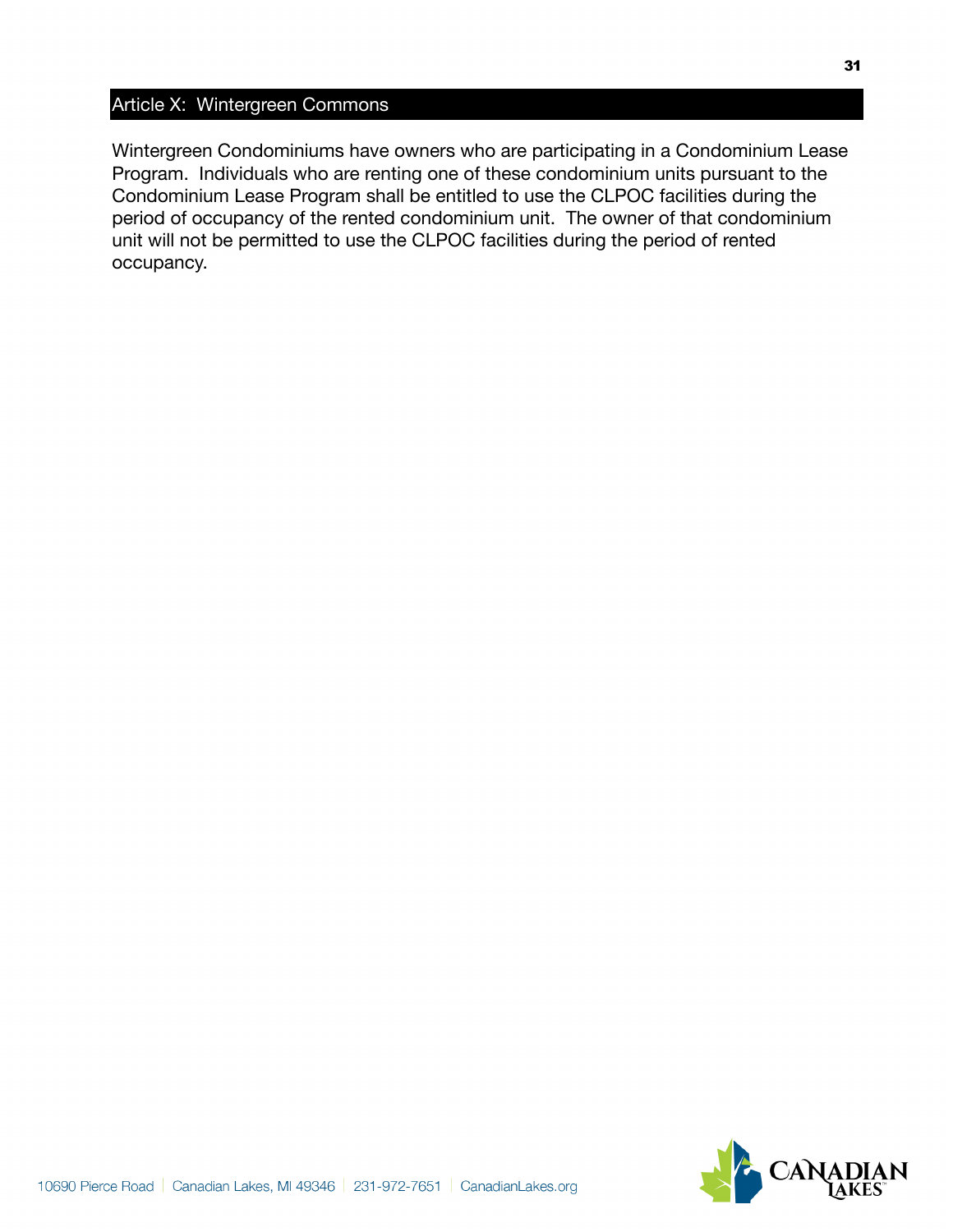## Article X: Wintergreen Commons

Wintergreen Condominiums have owners who are participating in a Condominium Lease Program. Individuals who are renting one of these condominium units pursuant to the Condominium Lease Program shall be entitled to use the CLPOC facilities during the period of occupancy of the rented condominium unit. The owner of that condominium unit will not be permitted to use the CLPOC facilities during the period of rented occupancy.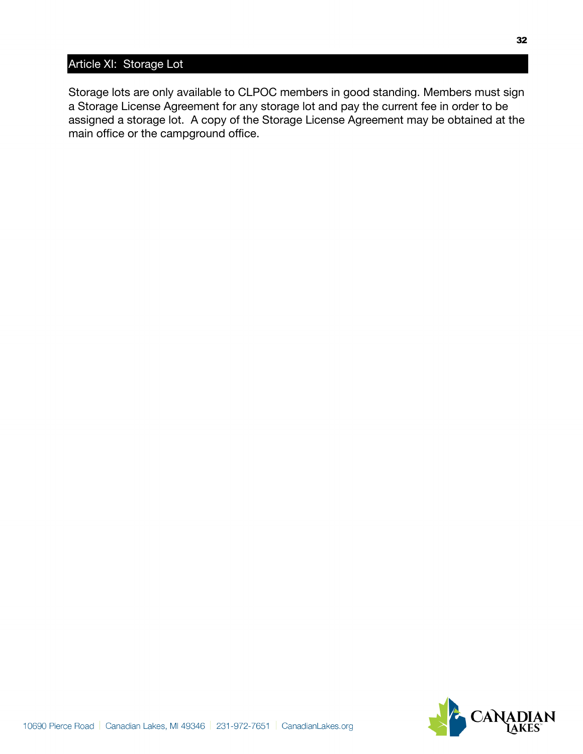## Article XI: Storage Lot

Storage lots are only available to CLPOC members in good standing. Members must sign a Storage License Agreement for any storage lot and pay the current fee in order to be assigned a storage lot. A copy of the Storage License Agreement may be obtained at the main office or the campground office.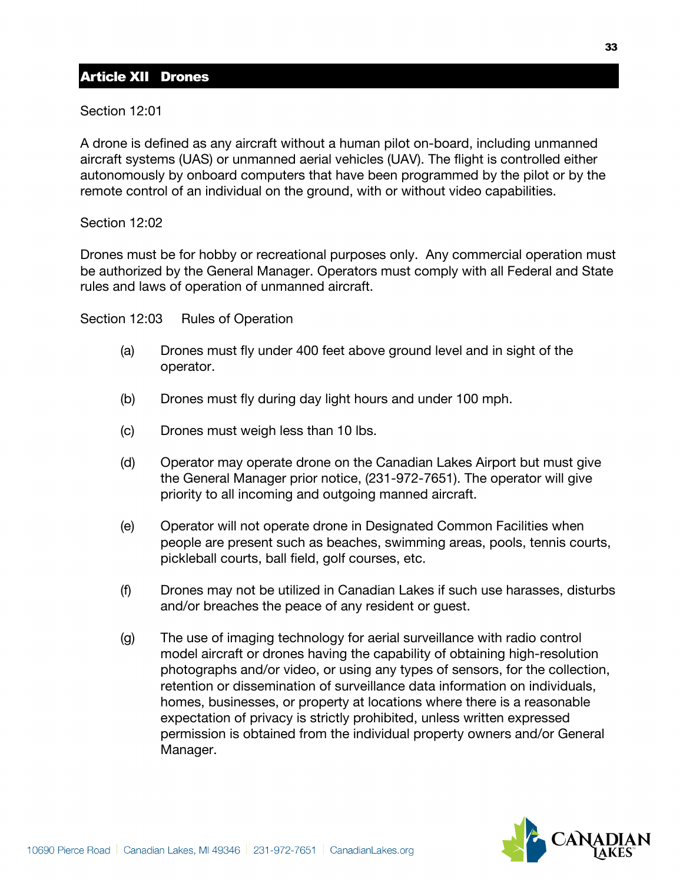## Article XII Drones

Section 12:01

A drone is defined as any aircraft without a human pilot on-board, including unmanned aircraft systems (UAS) or unmanned aerial vehicles (UAV). The flight is controlled either autonomously by onboard computers that have been programmed by the pilot or by the remote control of an individual on the ground, with or without video capabilities.

Section 12:02

Drones must be for hobby or recreational purposes only. Any commercial operation must be authorized by the General Manager. Operators must comply with all Federal and State rules and laws of operation of unmanned aircraft.

Section 12:03 Rules of Operation

(a) Drones must fly under 400 feet above ground level and in sight of the operator.

(b) Drones must fly during day light hours and under 100 mph.

(c) Drones must weigh less than 10 lbs.

(d) Operator may operate drone on the Canadian Lakes Airport but must give the General Manager prior notice, (231-972-7651). The operator will give priority to all incoming and outgoing manned aircraft.

(e) Operator will not operate drone in Designated Common Facilities when people are present such as beaches, swimming areas, pools, tennis courts, pickleball courts, ball field, golf courses, etc.

(f) Drones may not be utilized in Canadian Lakes if such use harasses, disturbs and/or breaches the peace of any resident or guest.

(g) The use of imaging technology for aerial surveillance with radio control model aircraft or drones having the capability of obtaining high-resolution photographs and/or video, or using any types of sensors, for the collection, retention or dissemination of surveillance data information on individuals, homes, businesses, or property at locations where there is a reasonable expectation of privacy is strictly prohibited, unless written expressed permission is obtained from the individual property owners and/or General Manager.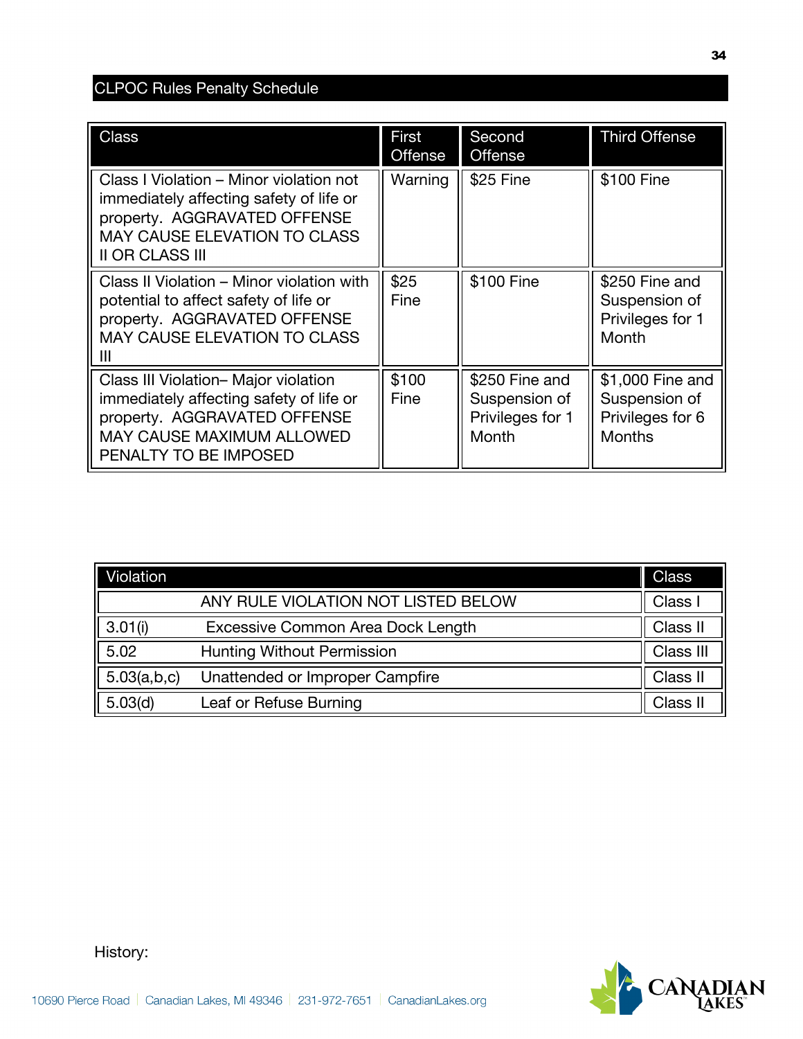## CLPOC Rules Penalty Schedule

| Class | First Offense | Second Offense | Third Offense |
|---|---|---|---|
| Class I Violation – Minor violation not immediately affecting safety of life or property. AGGRAVATED OFFENSE MAY CAUSE ELEVATION TO CLASS II OR CLASS III | Warning | $25 Fine | $100 Fine |
| Class II Violation – Minor violation with potential to affect safety of life or property. AGGRAVATED OFFENSE MAY CAUSE ELEVATION TO CLASS III | $25 Fine | $100 Fine | $250 Fine and Suspension of Privileges for 1 Month |
| Class III Violation– Major violation immediately affecting safety of life or property. AGGRAVATED OFFENSE MAY CAUSE MAXIMUM ALLOWED PENALTY TO BE IMPOSED | $100 Fine | $250 Fine and Suspension of Privileges for 1 Month | $1,000 Fine and Suspension of Privileges for 6 Months |

| Violation | | Class |
|---|---|---|
| | ANY RULE VIOLATION NOT LISTED BELOW | Class I |
| 3.01(i) | Excessive Common Area Dock Length | Class II |
| 5.02 | Hunting Without Permission | Class III |
| 5.03(a,b,c) | Unattended or Improper Campfire | Class II |
| 5.03(d) | Leaf or Refuse Burning | Class II |

History: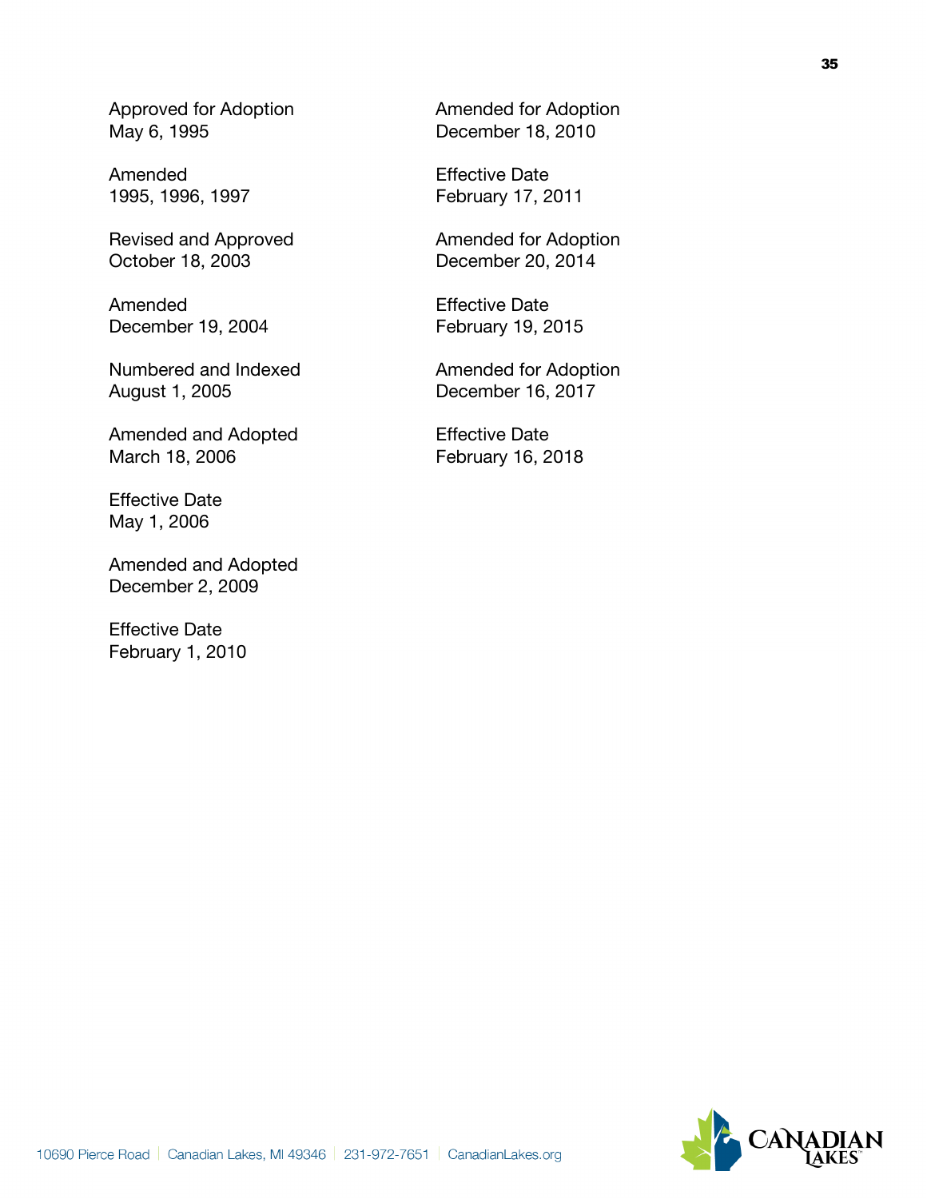Approved for Adoption
May 6, 1995

Amended
1995, 1996, 1997

Revised and Approved
October 18, 2003

Amended
December 19, 2004

Numbered and Indexed
August 1, 2005

Amended and Adopted
March 18, 2006

Effective Date
May 1, 2006

Amended and Adopted
December 2, 2009

Effective Date
February 1, 2010

Amended for Adoption
December 18, 2010

Effective Date
February 17, 2011

Amended for Adoption
December 20, 2014

Effective Date
February 19, 2015

Amended for Adoption
December 16, 2017

Effective Date
February 16, 2018